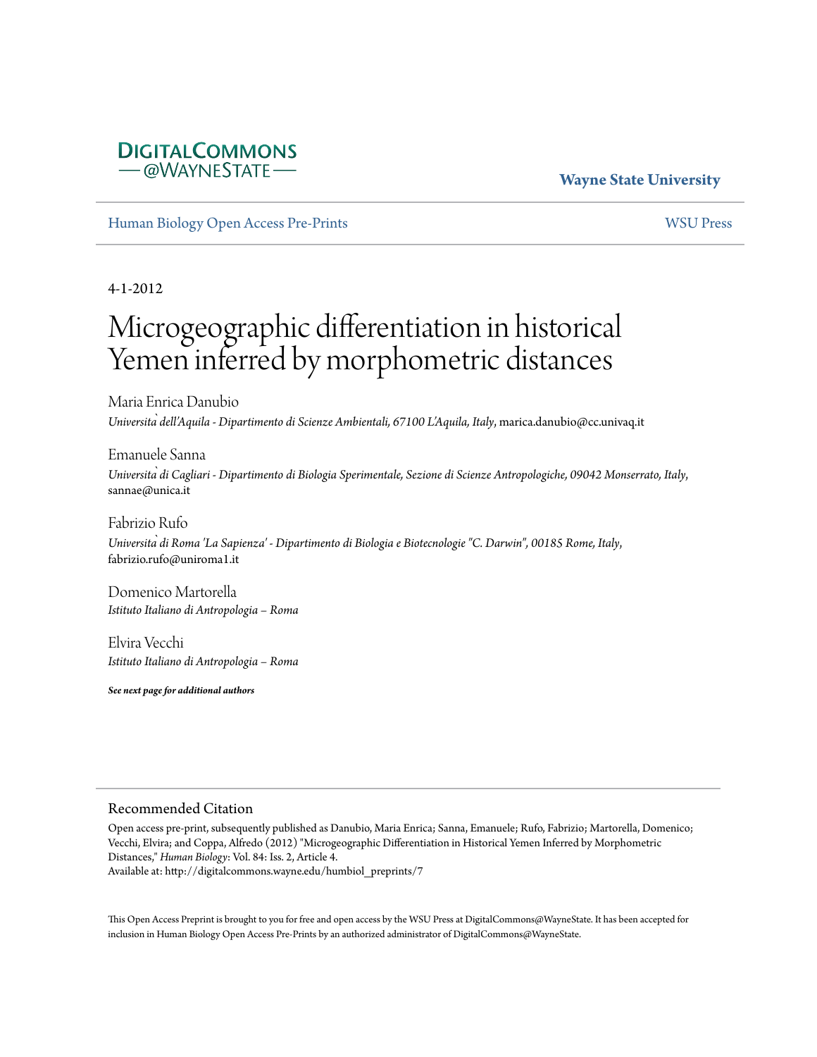DigitalCommons @WayneState

**Wayne State University**

Human Biology Open Access Pre-Prints | WSU Press

4-1-2012

# Microgeographic differentiation in historical Yemen inferred by morphometric distances

Maria Enrica Danubio
*Università dell'Aquila - Dipartimento di Scienze Ambientali, 67100 L'Aquila, Italy*, marica.danubio@cc.univaq.it

Emanuele Sanna
*Università di Cagliari - Dipartimento di Biologia Sperimentale, Sezione di Scienze Antropologiche, 09042 Monserrato, Italy*, sannae@unica.it

Fabrizio Rufo
*Università di Roma 'La Sapienza' - Dipartimento di Biologia e Biotecnologie "C. Darwin", 00185 Rome, Italy*, fabrizio.rufo@uniroma1.it

Domenico Martorella
*Istituto Italiano di Antropologia – Roma*

Elvira Vecchi
*Istituto Italiano di Antropologia – Roma*

***See next page for additional authors***

## Recommended Citation

Open access pre-print, subsequently published as Danubio, Maria Enrica; Sanna, Emanuele; Rufo, Fabrizio; Martorella, Domenico; Vecchi, Elvira; and Coppa, Alfredo (2012) "Microgeographic Differentiation in Historical Yemen Inferred by Morphometric Distances," *Human Biology*: Vol. 84: Iss. 2, Article 4.
Available at: http://digitalcommons.wayne.edu/humbiol_preprints/7

This Open Access Preprint is brought to you for free and open access by the WSU Press at DigitalCommons@WayneState. It has been accepted for inclusion in Human Biology Open Access Pre-Prints by an authorized administrator of DigitalCommons@WayneState.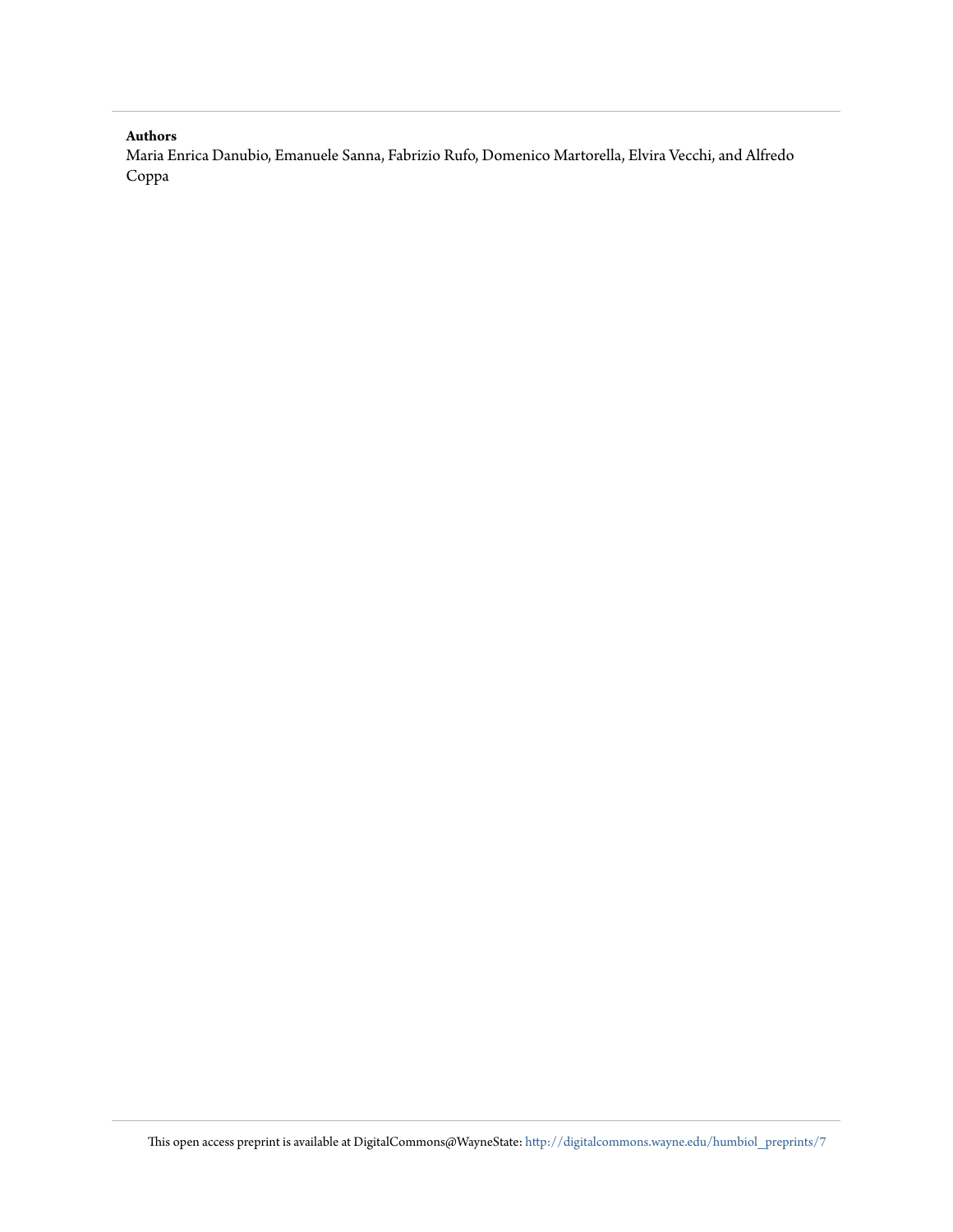**Authors**

Maria Enrica Danubio, Emanuele Sanna, Fabrizio Rufo, Domenico Martorella, Elvira Vecchi, and Alfredo Coppa

This open access preprint is available at DigitalCommons@WayneState: http://digitalcommons.wayne.edu/humbiol_preprints/7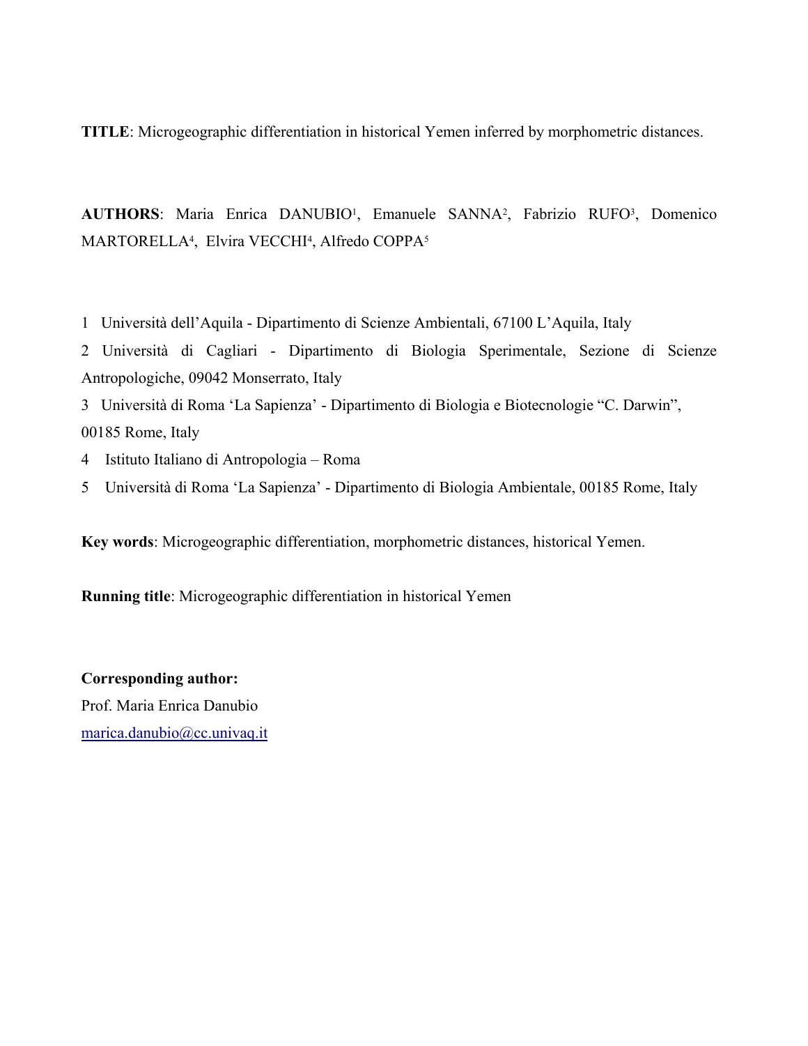**TITLE**: Microgeographic differentiation in historical Yemen inferred by morphometric distances.

**AUTHORS**: Maria Enrica DANUBIO[1], Emanuele SANNA[2], Fabrizio RUFO[3], Domenico MARTORELLA[4], Elvira VECCHI[4], Alfredo COPPA[5]

1 Università dell'Aquila - Dipartimento di Scienze Ambientali, 67100 L'Aquila, Italy

2 Università di Cagliari - Dipartimento di Biologia Sperimentale, Sezione di Scienze Antropologiche, 09042 Monserrato, Italy

3 Università di Roma 'La Sapienza' - Dipartimento di Biologia e Biotecnologie "C. Darwin", 00185 Rome, Italy

4 Istituto Italiano di Antropologia – Roma

5 Università di Roma 'La Sapienza' - Dipartimento di Biologia Ambientale, 00185 Rome, Italy

**Key words**: Microgeographic differentiation, morphometric distances, historical Yemen.

**Running title**: Microgeographic differentiation in historical Yemen

**Corresponding author:**
Prof. Maria Enrica Danubio
marica.danubio@cc.univaq.it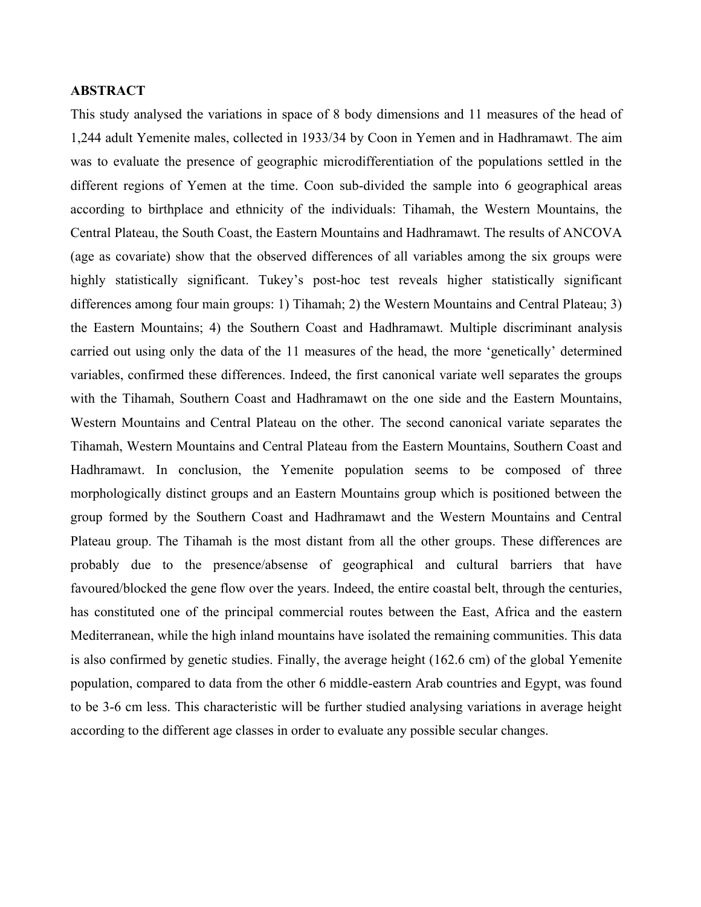## ABSTRACT

This study analysed the variations in space of 8 body dimensions and 11 measures of the head of 1,244 adult Yemenite males, collected in 1933/34 by Coon in Yemen and in Hadhramawt. The aim was to evaluate the presence of geographic microdifferentiation of the populations settled in the different regions of Yemen at the time. Coon sub-divided the sample into 6 geographical areas according to birthplace and ethnicity of the individuals: Tihamah, the Western Mountains, the Central Plateau, the South Coast, the Eastern Mountains and Hadhramawt. The results of ANCOVA (age as covariate) show that the observed differences of all variables among the six groups were highly statistically significant. Tukey's post-hoc test reveals higher statistically significant differences among four main groups: 1) Tihamah; 2) the Western Mountains and Central Plateau; 3) the Eastern Mountains; 4) the Southern Coast and Hadhramawt. Multiple discriminant analysis carried out using only the data of the 11 measures of the head, the more 'genetically' determined variables, confirmed these differences. Indeed, the first canonical variate well separates the groups with the Tihamah, Southern Coast and Hadhramawt on the one side and the Eastern Mountains, Western Mountains and Central Plateau on the other. The second canonical variate separates the Tihamah, Western Mountains and Central Plateau from the Eastern Mountains, Southern Coast and Hadhramawt. In conclusion, the Yemenite population seems to be composed of three morphologically distinct groups and an Eastern Mountains group which is positioned between the group formed by the Southern Coast and Hadhramawt and the Western Mountains and Central Plateau group. The Tihamah is the most distant from all the other groups. These differences are probably due to the presence/absense of geographical and cultural barriers that have favoured/blocked the gene flow over the years. Indeed, the entire coastal belt, through the centuries, has constituted one of the principal commercial routes between the East, Africa and the eastern Mediterranean, while the high inland mountains have isolated the remaining communities. This data is also confirmed by genetic studies. Finally, the average height (162.6 cm) of the global Yemenite population, compared to data from the other 6 middle-eastern Arab countries and Egypt, was found to be 3-6 cm less. This characteristic will be further studied analysing variations in average height according to the different age classes in order to evaluate any possible secular changes.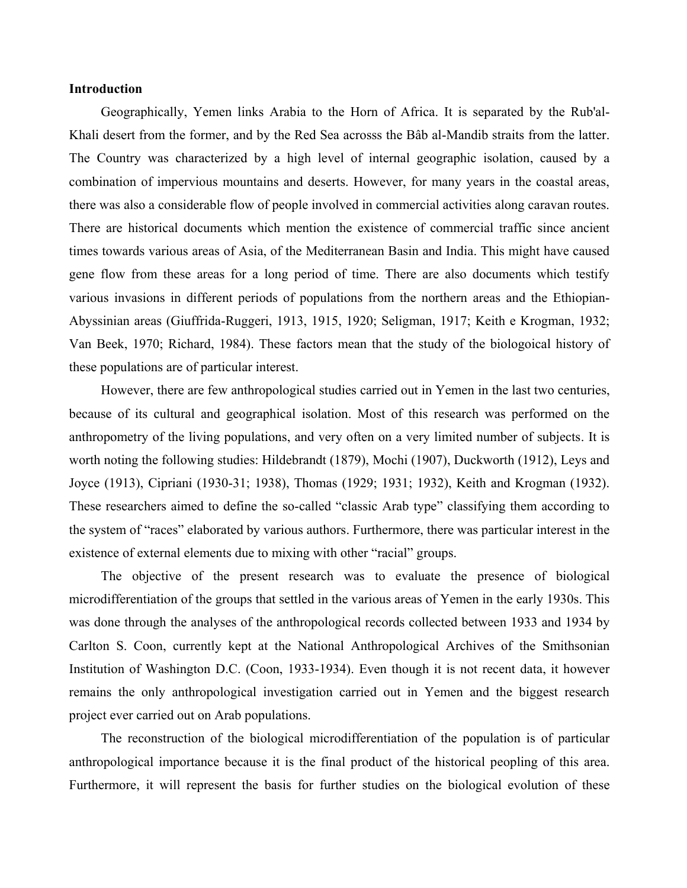**Introduction**

Geographically, Yemen links Arabia to the Horn of Africa. It is separated by the Rub'al-Khali desert from the former, and by the Red Sea acrosss the Bâb al-Mandib straits from the latter. The Country was characterized by a high level of internal geographic isolation, caused by a combination of impervious mountains and deserts. However, for many years in the coastal areas, there was also a considerable flow of people involved in commercial activities along caravan routes. There are historical documents which mention the existence of commercial traffic since ancient times towards various areas of Asia, of the Mediterranean Basin and India. This might have caused gene flow from these areas for a long period of time. There are also documents which testify various invasions in different periods of populations from the northern areas and the Ethiopian-Abyssinian areas (Giuffrida-Ruggeri, 1913, 1915, 1920; Seligman, 1917; Keith e Krogman, 1932; Van Beek, 1970; Richard, 1984). These factors mean that the study of the biologoical history of these populations are of particular interest.

However, there are few anthropological studies carried out in Yemen in the last two centuries, because of its cultural and geographical isolation. Most of this research was performed on the anthropometry of the living populations, and very often on a very limited number of subjects. It is worth noting the following studies: Hildebrandt (1879), Mochi (1907), Duckworth (1912), Leys and Joyce (1913), Cipriani (1930-31; 1938), Thomas (1929; 1931; 1932), Keith and Krogman (1932). These researchers aimed to define the so-called "classic Arab type" classifying them according to the system of "races" elaborated by various authors. Furthermore, there was particular interest in the existence of external elements due to mixing with other "racial" groups.

The objective of the present research was to evaluate the presence of biological microdifferentiation of the groups that settled in the various areas of Yemen in the early 1930s. This was done through the analyses of the anthropological records collected between 1933 and 1934 by Carlton S. Coon, currently kept at the National Anthropological Archives of the Smithsonian Institution of Washington D.C. (Coon, 1933-1934). Even though it is not recent data, it however remains the only anthropological investigation carried out in Yemen and the biggest research project ever carried out on Arab populations.

The reconstruction of the biological microdifferentiation of the population is of particular anthropological importance because it is the final product of the historical peopling of this area. Furthermore, it will represent the basis for further studies on the biological evolution of these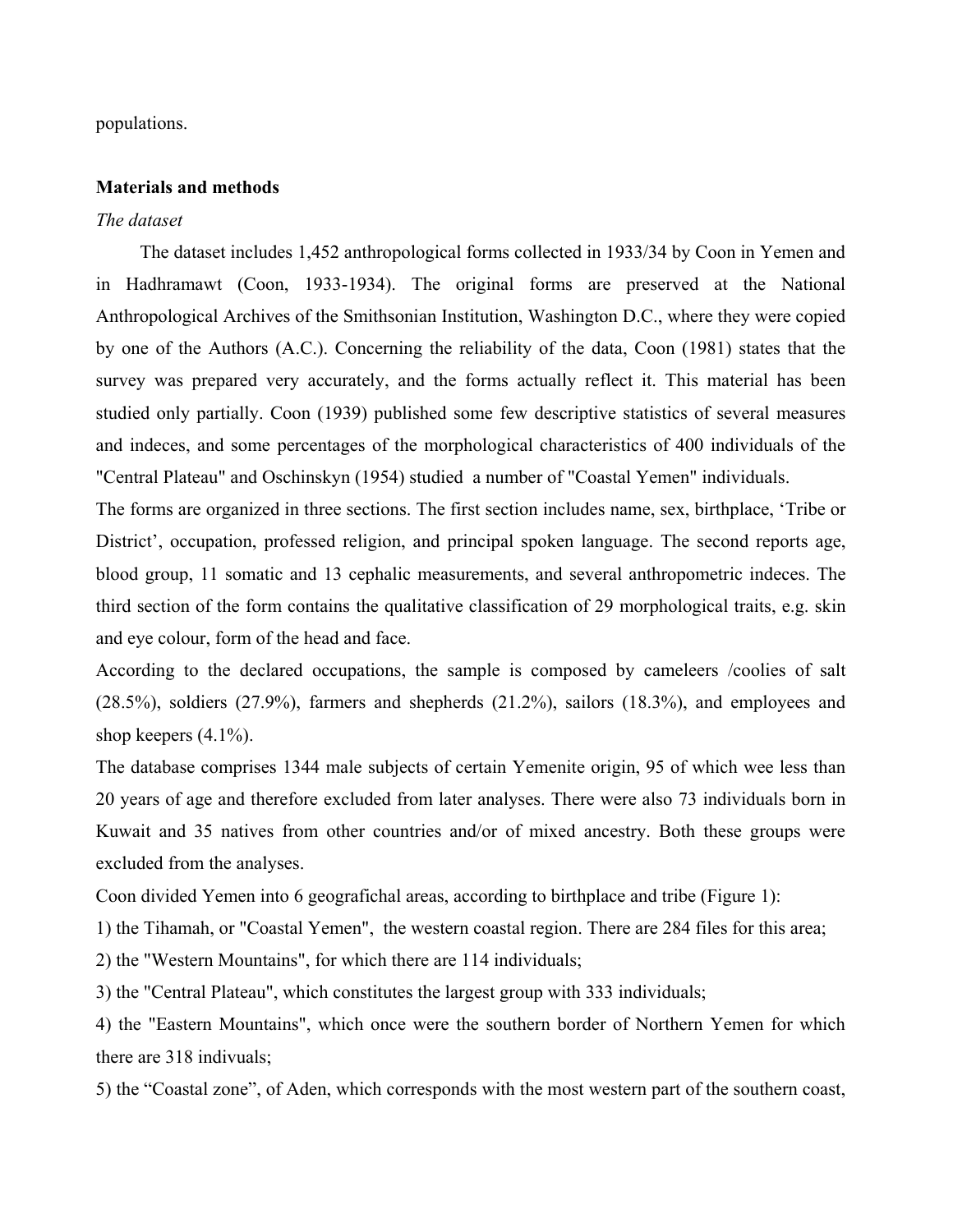populations.

**Materials and methods**

*The dataset*

The dataset includes 1,452 anthropological forms collected in 1933/34 by Coon in Yemen and in Hadhramawt (Coon, 1933-1934). The original forms are preserved at the National Anthropological Archives of the Smithsonian Institution, Washington D.C., where they were copied by one of the Authors (A.C.). Concerning the reliability of the data, Coon (1981) states that the survey was prepared very accurately, and the forms actually reflect it. This material has been studied only partially. Coon (1939) published some few descriptive statistics of several measures and indeces, and some percentages of the morphological characteristics of 400 individuals of the "Central Plateau" and Oschinskyn (1954) studied a number of "Coastal Yemen" individuals.

The forms are organized in three sections. The first section includes name, sex, birthplace, 'Tribe or District', occupation, professed religion, and principal spoken language. The second reports age, blood group, 11 somatic and 13 cephalic measurements, and several anthropometric indeces. The third section of the form contains the qualitative classification of 29 morphological traits, e.g. skin and eye colour, form of the head and face.

According to the declared occupations, the sample is composed by cameleers /coolies of salt (28.5%), soldiers (27.9%), farmers and shepherds (21.2%), sailors (18.3%), and employees and shop keepers (4.1%).

The database comprises 1344 male subjects of certain Yemenite origin, 95 of which wee less than 20 years of age and therefore excluded from later analyses. There were also 73 individuals born in Kuwait and 35 natives from other countries and/or of mixed ancestry. Both these groups were excluded from the analyses.

Coon divided Yemen into 6 geografichal areas, according to birthplace and tribe (Figure 1):

1) the Tihamah, or "Coastal Yemen", the western coastal region. There are 284 files for this area;

2) the "Western Mountains", for which there are 114 individuals;

3) the "Central Plateau", which constitutes the largest group with 333 individuals;

4) the "Eastern Mountains", which once were the southern border of Northern Yemen for which there are 318 indivuals;

5) the "Coastal zone", of Aden, which corresponds with the most western part of the southern coast,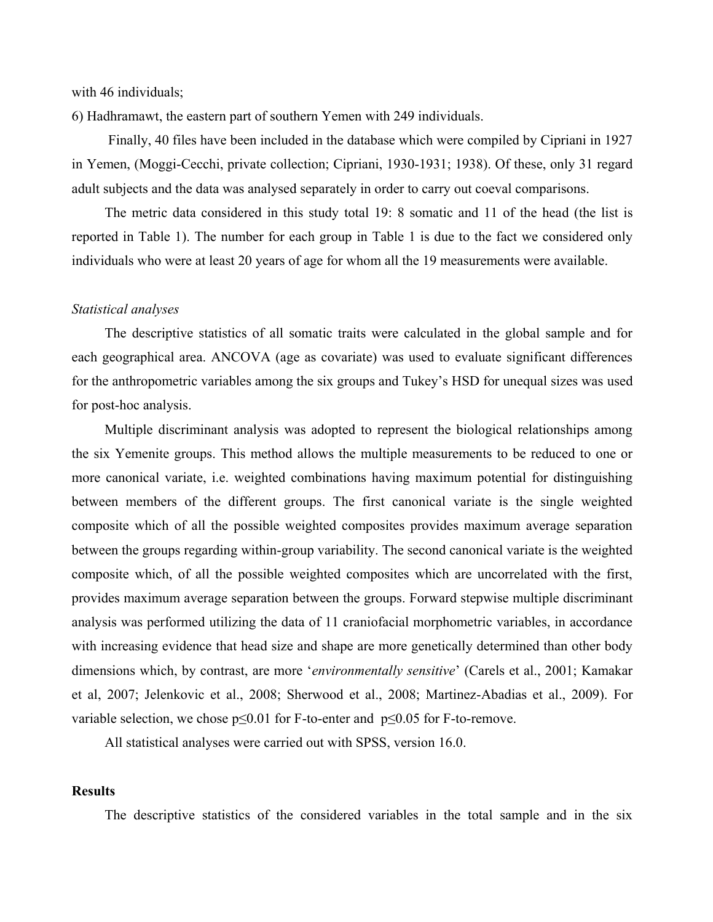with 46 individuals;

6) Hadhramawt, the eastern part of southern Yemen with 249 individuals.

Finally, 40 files have been included in the database which were compiled by Cipriani in 1927 in Yemen, (Moggi-Cecchi, private collection; Cipriani, 1930-1931; 1938). Of these, only 31 regard adult subjects and the data was analysed separately in order to carry out coeval comparisons.

The metric data considered in this study total 19: 8 somatic and 11 of the head (the list is reported in Table 1). The number for each group in Table 1 is due to the fact we considered only individuals who were at least 20 years of age for whom all the 19 measurements were available.

*Statistical analyses*

The descriptive statistics of all somatic traits were calculated in the global sample and for each geographical area. ANCOVA (age as covariate) was used to evaluate significant differences for the anthropometric variables among the six groups and Tukey's HSD for unequal sizes was used for post-hoc analysis.

Multiple discriminant analysis was adopted to represent the biological relationships among the six Yemenite groups. This method allows the multiple measurements to be reduced to one or more canonical variate, i.e. weighted combinations having maximum potential for distinguishing between members of the different groups. The first canonical variate is the single weighted composite which of all the possible weighted composites provides maximum average separation between the groups regarding within-group variability. The second canonical variate is the weighted composite which, of all the possible weighted composites which are uncorrelated with the first, provides maximum average separation between the groups. Forward stepwise multiple discriminant analysis was performed utilizing the data of 11 craniofacial morphometric variables, in accordance with increasing evidence that head size and shape are more genetically determined than other body dimensions which, by contrast, are more '*environmentally sensitive*' (Carels et al., 2001; Kamakar et al, 2007; Jelenkovic et al., 2008; Sherwood et al., 2008; Martinez-Abadias et al., 2009). For variable selection, we chose $p \leq 0.01$ for F-to-enter and $p \leq 0.05$ for F-to-remove.

All statistical analyses were carried out with SPSS, version 16.0.

## Results

The descriptive statistics of the considered variables in the total sample and in the six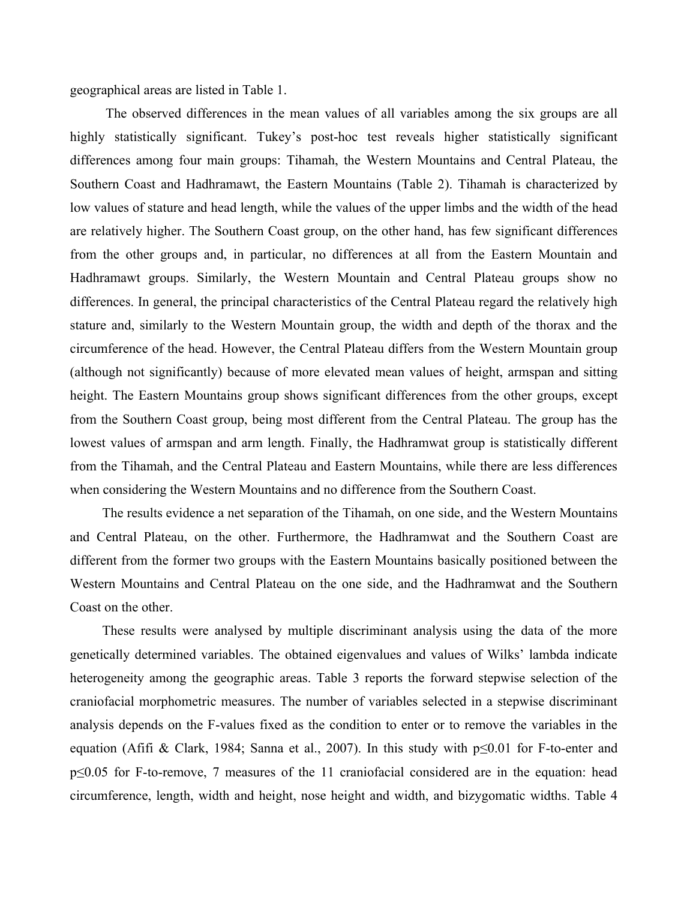geographical areas are listed in Table 1.

The observed differences in the mean values of all variables among the six groups are all highly statistically significant. Tukey's post-hoc test reveals higher statistically significant differences among four main groups: Tihamah, the Western Mountains and Central Plateau, the Southern Coast and Hadhramawt, the Eastern Mountains (Table 2). Tihamah is characterized by low values of stature and head length, while the values of the upper limbs and the width of the head are relatively higher. The Southern Coast group, on the other hand, has few significant differences from the other groups and, in particular, no differences at all from the Eastern Mountain and Hadhramawt groups. Similarly, the Western Mountain and Central Plateau groups show no differences. In general, the principal characteristics of the Central Plateau regard the relatively high stature and, similarly to the Western Mountain group, the width and depth of the thorax and the circumference of the head. However, the Central Plateau differs from the Western Mountain group (although not significantly) because of more elevated mean values of height, armspan and sitting height. The Eastern Mountains group shows significant differences from the other groups, except from the Southern Coast group, being most different from the Central Plateau. The group has the lowest values of armspan and arm length. Finally, the Hadhramwat group is statistically different from the Tihamah, and the Central Plateau and Eastern Mountains, while there are less differences when considering the Western Mountains and no difference from the Southern Coast.

The results evidence a net separation of the Tihamah, on one side, and the Western Mountains and Central Plateau, on the other. Furthermore, the Hadhramwat and the Southern Coast are different from the former two groups with the Eastern Mountains basically positioned between the Western Mountains and Central Plateau on the one side, and the Hadhramwat and the Southern Coast on the other.

These results were analysed by multiple discriminant analysis using the data of the more genetically determined variables. The obtained eigenvalues and values of Wilks' lambda indicate heterogeneity among the geographic areas. Table 3 reports the forward stepwise selection of the craniofacial morphometric measures. The number of variables selected in a stepwise discriminant analysis depends on the F-values fixed as the condition to enter or to remove the variables in the equation (Afifi & Clark, 1984; Sanna et al., 2007). In this study with $p \leq 0.01$ for F-to-enter and $p \leq 0.05$ for F-to-remove, 7 measures of the 11 craniofacial considered are in the equation: head circumference, length, width and height, nose height and width, and bizygomatic widths. Table 4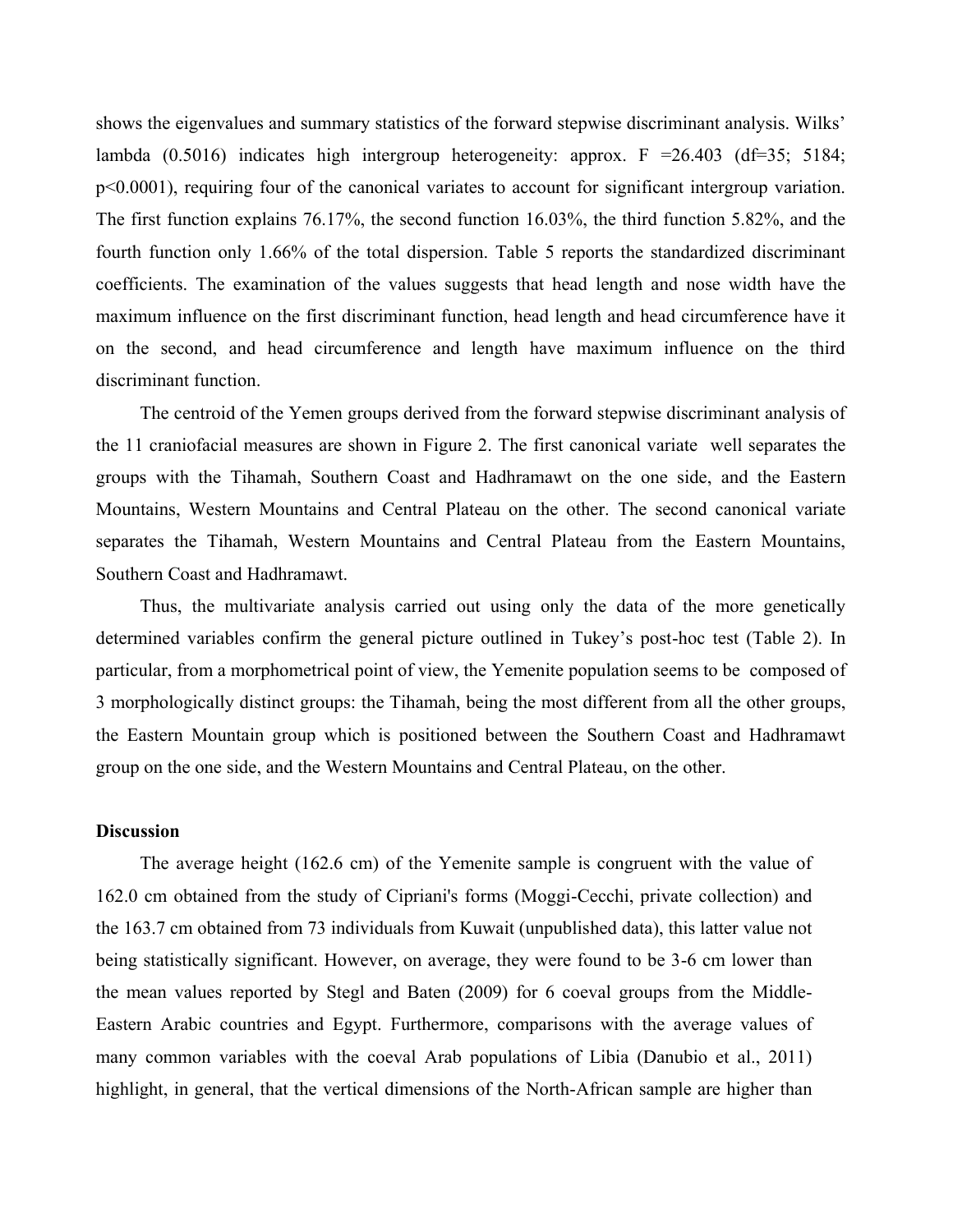shows the eigenvalues and summary statistics of the forward stepwise discriminant analysis. Wilks' lambda (0.5016) indicates high intergroup heterogeneity: approx. F =26.403 (df=35; 5184; p<0.0001), requiring four of the canonical variates to account for significant intergroup variation. The first function explains 76.17%, the second function 16.03%, the third function 5.82%, and the fourth function only 1.66% of the total dispersion. Table 5 reports the standardized discriminant coefficients. The examination of the values suggests that head length and nose width have the maximum influence on the first discriminant function, head length and head circumference have it on the second, and head circumference and length have maximum influence on the third discriminant function.

The centroid of the Yemen groups derived from the forward stepwise discriminant analysis of the 11 craniofacial measures are shown in Figure 2. The first canonical variate well separates the groups with the Tihamah, Southern Coast and Hadhramawt on the one side, and the Eastern Mountains, Western Mountains and Central Plateau on the other. The second canonical variate separates the Tihamah, Western Mountains and Central Plateau from the Eastern Mountains, Southern Coast and Hadhramawt.

Thus, the multivariate analysis carried out using only the data of the more genetically determined variables confirm the general picture outlined in Tukey's post-hoc test (Table 2). In particular, from a morphometrical point of view, the Yemenite population seems to be composed of 3 morphologically distinct groups: the Tihamah, being the most different from all the other groups, the Eastern Mountain group which is positioned between the Southern Coast and Hadhramawt group on the one side, and the Western Mountains and Central Plateau, on the other.

**Discussion**

The average height (162.6 cm) of the Yemenite sample is congruent with the value of 162.0 cm obtained from the study of Cipriani's forms (Moggi-Cecchi, private collection) and the 163.7 cm obtained from 73 individuals from Kuwait (unpublished data), this latter value not being statistically significant. However, on average, they were found to be 3-6 cm lower than the mean values reported by Stegl and Baten (2009) for 6 coeval groups from the Middle-Eastern Arabic countries and Egypt. Furthermore, comparisons with the average values of many common variables with the coeval Arab populations of Libia (Danubio et al., 2011) highlight, in general, that the vertical dimensions of the North-African sample are higher than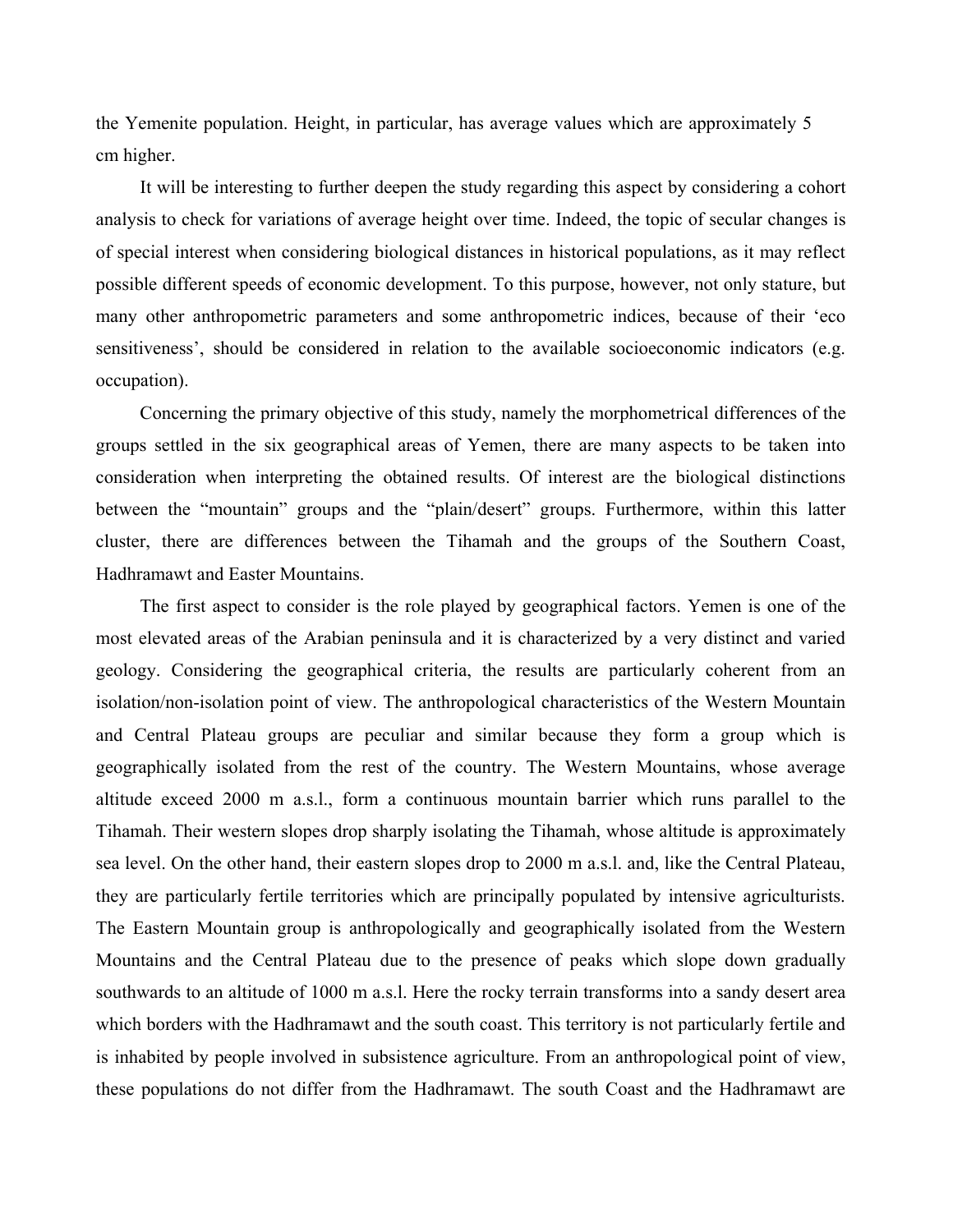the Yemenite population. Height, in particular, has average values which are approximately 5 cm higher.

It will be interesting to further deepen the study regarding this aspect by considering a cohort analysis to check for variations of average height over time. Indeed, the topic of secular changes is of special interest when considering biological distances in historical populations, as it may reflect possible different speeds of economic development. To this purpose, however, not only stature, but many other anthropometric parameters and some anthropometric indices, because of their 'eco sensitiveness', should be considered in relation to the available socioeconomic indicators (e.g. occupation).

Concerning the primary objective of this study, namely the morphometrical differences of the groups settled in the six geographical areas of Yemen, there are many aspects to be taken into consideration when interpreting the obtained results. Of interest are the biological distinctions between the "mountain" groups and the "plain/desert" groups. Furthermore, within this latter cluster, there are differences between the Tihamah and the groups of the Southern Coast, Hadhramawt and Easter Mountains.

The first aspect to consider is the role played by geographical factors. Yemen is one of the most elevated areas of the Arabian peninsula and it is characterized by a very distinct and varied geology. Considering the geographical criteria, the results are particularly coherent from an isolation/non-isolation point of view. The anthropological characteristics of the Western Mountain and Central Plateau groups are peculiar and similar because they form a group which is geographically isolated from the rest of the country. The Western Mountains, whose average altitude exceed 2000 m a.s.l., form a continuous mountain barrier which runs parallel to the Tihamah. Their western slopes drop sharply isolating the Tihamah, whose altitude is approximately sea level. On the other hand, their eastern slopes drop to 2000 m a.s.l. and, like the Central Plateau, they are particularly fertile territories which are principally populated by intensive agriculturists. The Eastern Mountain group is anthropologically and geographically isolated from the Western Mountains and the Central Plateau due to the presence of peaks which slope down gradually southwards to an altitude of 1000 m a.s.l. Here the rocky terrain transforms into a sandy desert area which borders with the Hadhramawt and the south coast. This territory is not particularly fertile and is inhabited by people involved in subsistence agriculture. From an anthropological point of view, these populations do not differ from the Hadhramawt. The south Coast and the Hadhramawt are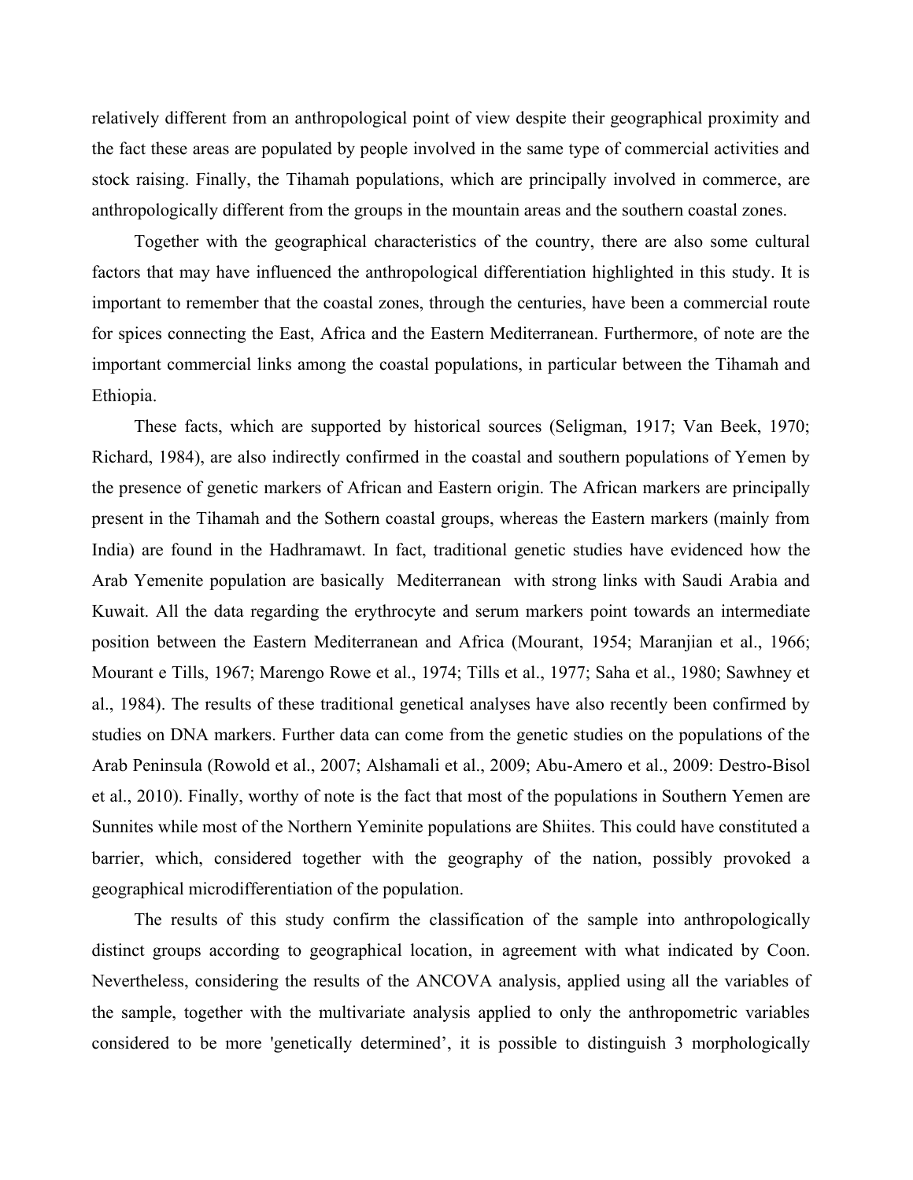relatively different from an anthropological point of view despite their geographical proximity and the fact these areas are populated by people involved in the same type of commercial activities and stock raising. Finally, the Tihamah populations, which are principally involved in commerce, are anthropologically different from the groups in the mountain areas and the southern coastal zones.

Together with the geographical characteristics of the country, there are also some cultural factors that may have influenced the anthropological differentiation highlighted in this study. It is important to remember that the coastal zones, through the centuries, have been a commercial route for spices connecting the East, Africa and the Eastern Mediterranean. Furthermore, of note are the important commercial links among the coastal populations, in particular between the Tihamah and Ethiopia.

These facts, which are supported by historical sources (Seligman, 1917; Van Beek, 1970; Richard, 1984), are also indirectly confirmed in the coastal and southern populations of Yemen by the presence of genetic markers of African and Eastern origin. The African markers are principally present in the Tihamah and the Sothern coastal groups, whereas the Eastern markers (mainly from India) are found in the Hadhramawt. In fact, traditional genetic studies have evidenced how the Arab Yemenite population are basically Mediterranean with strong links with Saudi Arabia and Kuwait. All the data regarding the erythrocyte and serum markers point towards an intermediate position between the Eastern Mediterranean and Africa (Mourant, 1954; Maranjian et al., 1966; Mourant e Tills, 1967; Marengo Rowe et al., 1974; Tills et al., 1977; Saha et al., 1980; Sawhney et al., 1984). The results of these traditional genetical analyses have also recently been confirmed by studies on DNA markers. Further data can come from the genetic studies on the populations of the Arab Peninsula (Rowold et al., 2007; Alshamali et al., 2009; Abu-Amero et al., 2009: Destro-Bisol et al., 2010). Finally, worthy of note is the fact that most of the populations in Southern Yemen are Sunnites while most of the Northern Yeminite populations are Shiites. This could have constituted a barrier, which, considered together with the geography of the nation, possibly provoked a geographical microdifferentiation of the population.

The results of this study confirm the classification of the sample into anthropologically distinct groups according to geographical location, in agreement with what indicated by Coon. Nevertheless, considering the results of the ANCOVA analysis, applied using all the variables of the sample, together with the multivariate analysis applied to only the anthropometric variables considered to be more 'genetically determined', it is possible to distinguish 3 morphologically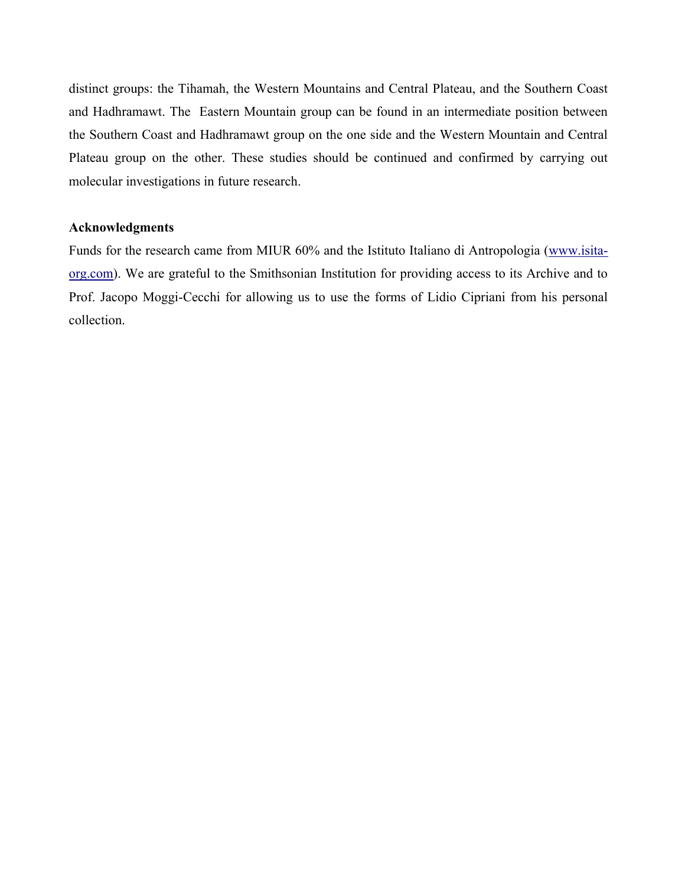distinct groups: the Tihamah, the Western Mountains and Central Plateau, and the Southern Coast and Hadhramawt. The Eastern Mountain group can be found in an intermediate position between the Southern Coast and Hadhramawt group on the one side and the Western Mountain and Central Plateau group on the other. These studies should be continued and confirmed by carrying out molecular investigations in future research.

**Acknowledgments**

Funds for the research came from MIUR 60% and the Istituto Italiano di Antropologia (www.isita-org.com). We are grateful to the Smithsonian Institution for providing access to its Archive and to Prof. Jacopo Moggi-Cecchi for allowing us to use the forms of Lidio Cipriani from his personal collection.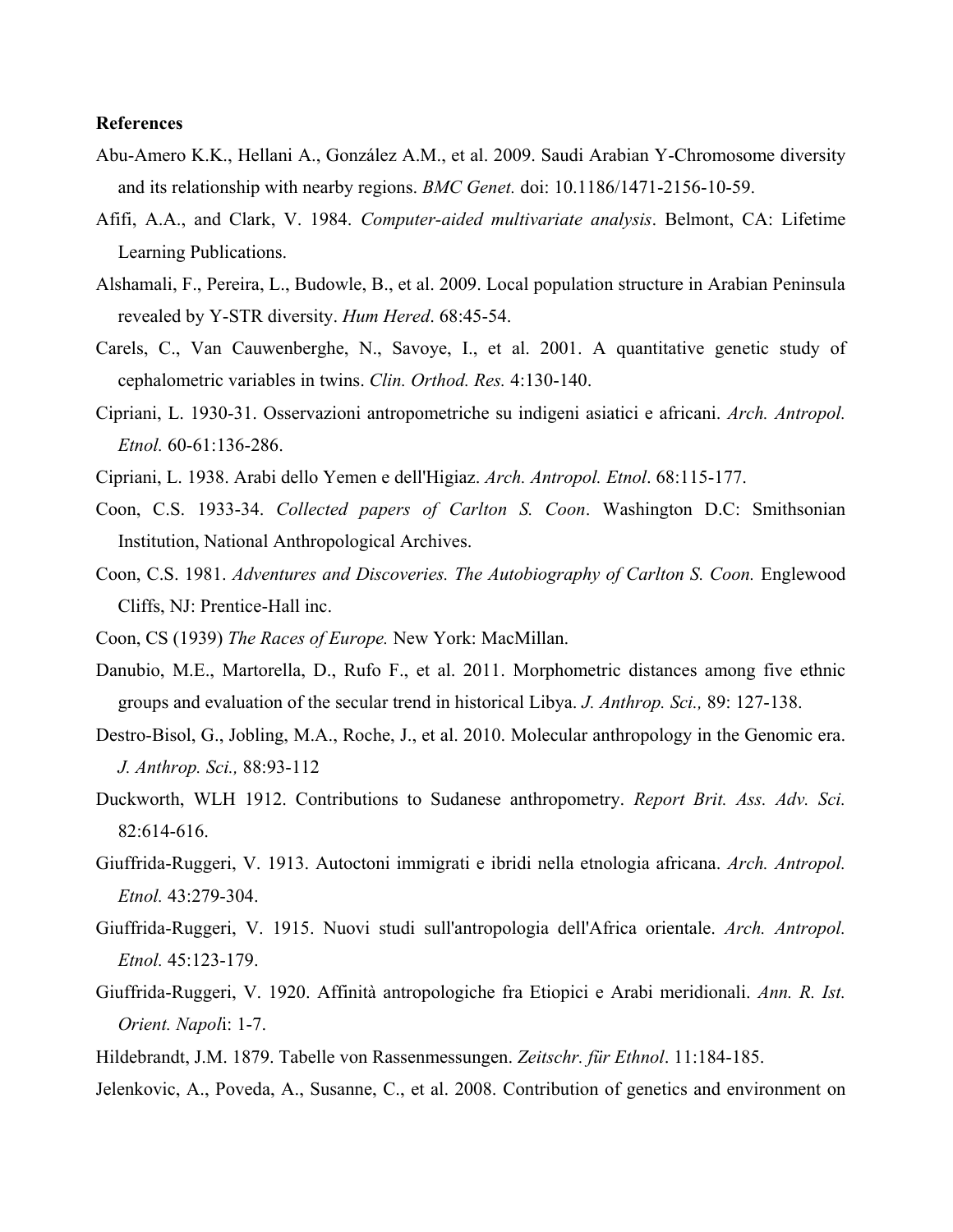**References**

Abu-Amero K.K., Hellani A., González A.M., et al. 2009. Saudi Arabian Y-Chromosome diversity and its relationship with nearby regions. *BMC Genet.* doi: 10.1186/1471-2156-10-59.

Afifi, A.A., and Clark, V. 1984. *Computer-aided multivariate analysis*. Belmont, CA: Lifetime Learning Publications.

Alshamali, F., Pereira, L., Budowle, B., et al. 2009. Local population structure in Arabian Peninsula revealed by Y-STR diversity. *Hum Hered*. 68:45-54.

Carels, C., Van Cauwenberghe, N., Savoye, I., et al. 2001. A quantitative genetic study of cephalometric variables in twins. *Clin. Orthod. Res.* 4:130-140.

Cipriani, L. 1930-31. Osservazioni antropometriche su indigeni asiatici e africani. *Arch. Antropol. Etnol.* 60-61:136-286.

Cipriani, L. 1938. Arabi dello Yemen e dell'Higiaz. *Arch. Antropol. Etnol*. 68:115-177.

Coon, C.S. 1933-34. *Collected papers of Carlton S. Coon*. Washington D.C: Smithsonian Institution, National Anthropological Archives.

Coon, C.S. 1981. *Adventures and Discoveries. The Autobiography of Carlton S. Coon.* Englewood Cliffs, NJ: Prentice-Hall inc.

Coon, CS (1939) *The Races of Europe.* New York: MacMillan.

Danubio, M.E., Martorella, D., Rufo F., et al. 2011. Morphometric distances among five ethnic groups and evaluation of the secular trend in historical Libya. *J. Anthrop. Sci.,* 89: 127-138.

Destro-Bisol, G., Jobling, M.A., Roche, J., et al. 2010. Molecular anthropology in the Genomic era. *J. Anthrop. Sci.,* 88:93-112

Duckworth, WLH 1912. Contributions to Sudanese anthropometry. *Report Brit. Ass. Adv. Sci.* 82:614-616.

Giuffrida-Ruggeri, V. 1913. Autoctoni immigrati e ibridi nella etnologia africana. *Arch. Antropol. Etnol.* 43:279-304.

Giuffrida-Ruggeri, V. 1915. Nuovi studi sull'antropologia dell'Africa orientale. *Arch. Antropol. Etnol.* 45:123-179.

Giuffrida-Ruggeri, V. 1920. Affinità antropologiche fra Etiopici e Arabi meridionali. *Ann. R. Ist. Orient. Napol*i: 1-7.

Hildebrandt, J.M. 1879. Tabelle von Rassenmessungen. *Zeitschr. für Ethnol*. 11:184-185.

Jelenkovic, A., Poveda, A., Susanne, C., et al. 2008. Contribution of genetics and environment on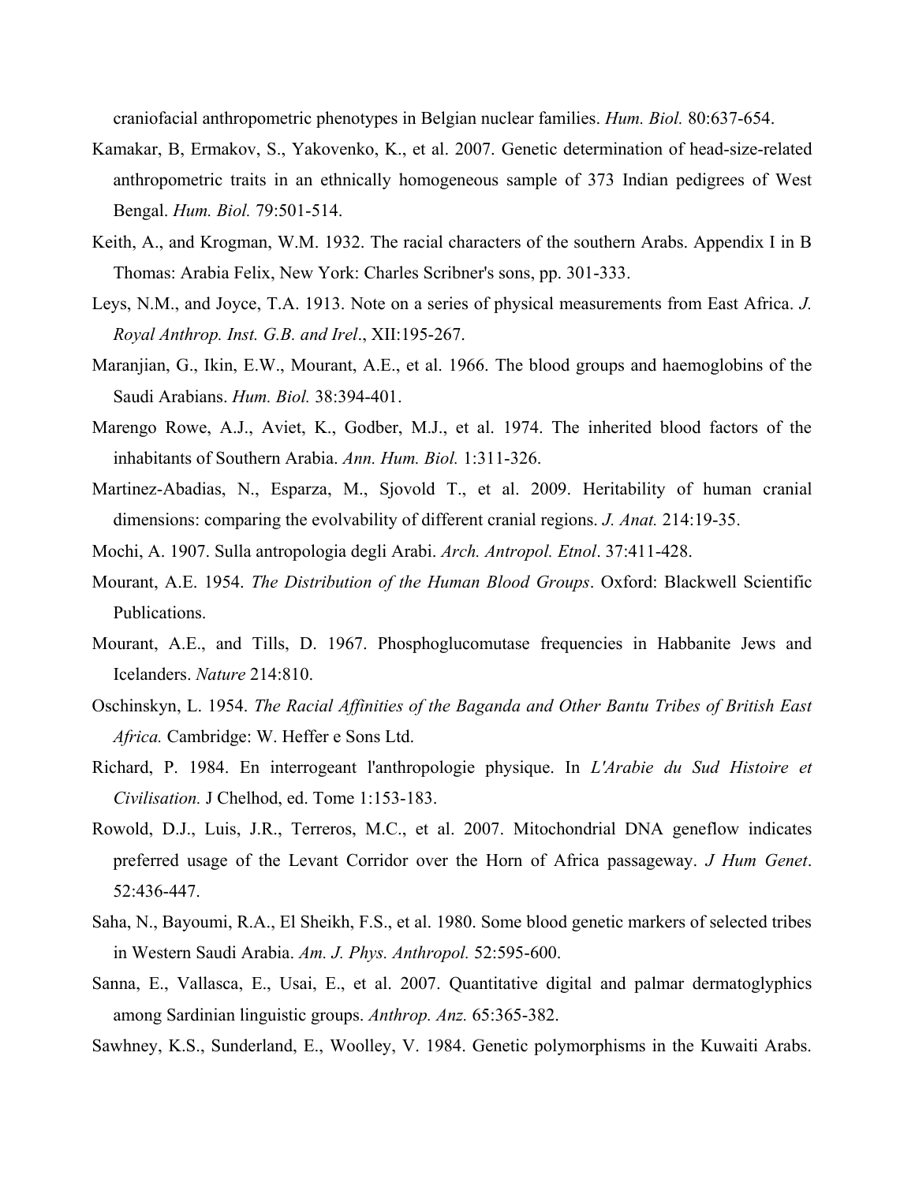craniofacial anthropometric phenotypes in Belgian nuclear families. *Hum. Biol.* 80:637-654.

Kamakar, B, Ermakov, S., Yakovenko, K., et al. 2007. Genetic determination of head-size-related anthropometric traits in an ethnically homogeneous sample of 373 Indian pedigrees of West Bengal. *Hum. Biol.* 79:501-514.

Keith, A., and Krogman, W.M. 1932. The racial characters of the southern Arabs. Appendix I in B Thomas: Arabia Felix, New York: Charles Scribner's sons, pp. 301-333.

Leys, N.M., and Joyce, T.A. 1913. Note on a series of physical measurements from East Africa. *J. Royal Anthrop. Inst. G.B. and Irel*., XII:195-267.

Maranjian, G., Ikin, E.W., Mourant, A.E., et al. 1966. The blood groups and haemoglobins of the Saudi Arabians. *Hum. Biol.* 38:394-401.

Marengo Rowe, A.J., Aviet, K., Godber, M.J., et al. 1974. The inherited blood factors of the inhabitants of Southern Arabia. *Ann. Hum. Biol.* 1:311-326.

Martinez-Abadias, N., Esparza, M., Sjovold T., et al. 2009. Heritability of human cranial dimensions: comparing the evolvability of different cranial regions. *J. Anat.* 214:19-35.

Mochi, A. 1907. Sulla antropologia degli Arabi. *Arch. Antropol. Etnol*. 37:411-428.

Mourant, A.E. 1954. *The Distribution of the Human Blood Groups*. Oxford: Blackwell Scientific Publications.

Mourant, A.E., and Tills, D. 1967. Phosphoglucomutase frequencies in Habbanite Jews and Icelanders. *Nature* 214:810.

Oschinskyn, L. 1954. *The Racial Affinities of the Baganda and Other Bantu Tribes of British East Africa.* Cambridge: W. Heffer e Sons Ltd.

Richard, P. 1984. En interrogeant l'anthropologie physique. In *L'Arabie du Sud Histoire et Civilisation.* J Chelhod, ed. Tome 1:153-183.

Rowold, D.J., Luis, J.R., Terreros, M.C., et al. 2007. Mitochondrial DNA geneflow indicates preferred usage of the Levant Corridor over the Horn of Africa passageway. *J Hum Genet*. 52:436-447.

Saha, N., Bayoumi, R.A., El Sheikh, F.S., et al. 1980. Some blood genetic markers of selected tribes in Western Saudi Arabia. *Am. J. Phys. Anthropol.* 52:595-600.

Sanna, E., Vallasca, E., Usai, E., et al. 2007. Quantitative digital and palmar dermatoglyphics among Sardinian linguistic groups. *Anthrop. Anz.* 65:365-382.

Sawhney, K.S., Sunderland, E., Woolley, V. 1984. Genetic polymorphisms in the Kuwaiti Arabs.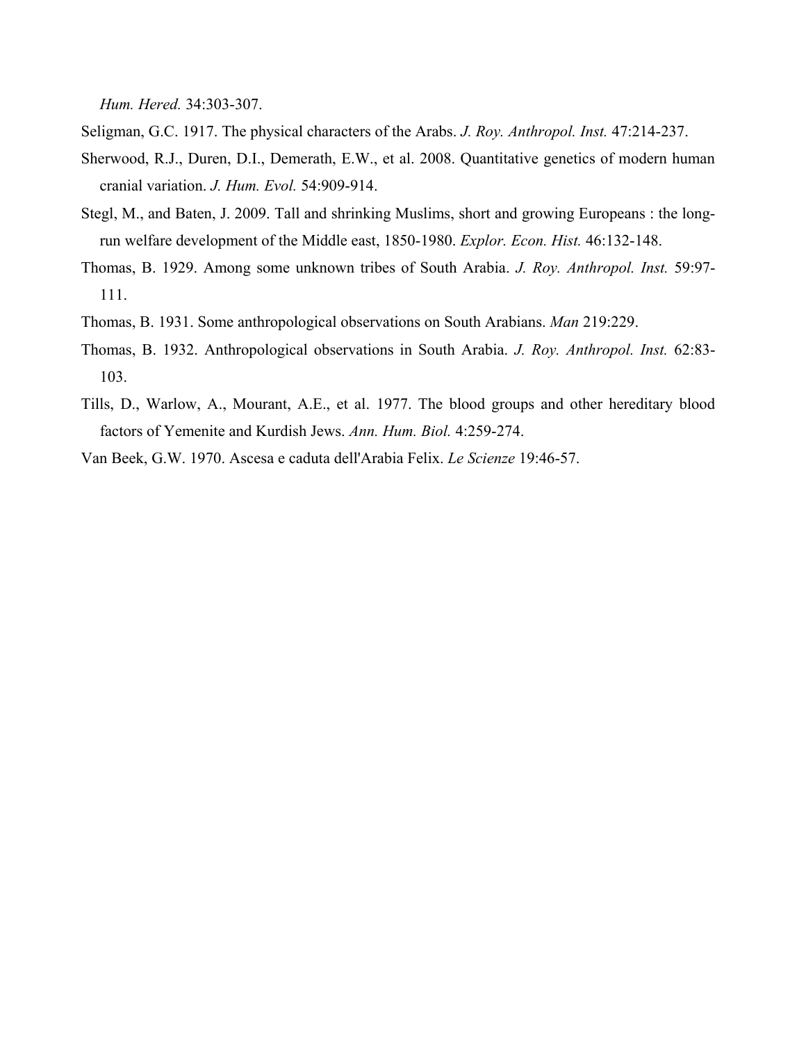*Hum. Hered.* 34:303-307.

Seligman, G.C. 1917. The physical characters of the Arabs. *J. Roy. Anthropol. Inst.* 47:214-237.

Sherwood, R.J., Duren, D.I., Demerath, E.W., et al. 2008. Quantitative genetics of modern human cranial variation. *J. Hum. Evol.* 54:909-914.

Stegl, M., and Baten, J. 2009. Tall and shrinking Muslims, short and growing Europeans : the long-run welfare development of the Middle east, 1850-1980. *Explor. Econ. Hist.* 46:132-148.

Thomas, B. 1929. Among some unknown tribes of South Arabia. *J. Roy. Anthropol. Inst.* 59:97-111.

Thomas, B. 1931. Some anthropological observations on South Arabians. *Man* 219:229.

Thomas, B. 1932. Anthropological observations in South Arabia. *J. Roy. Anthropol. Inst.* 62:83-103.

Tills, D., Warlow, A., Mourant, A.E., et al. 1977. The blood groups and other hereditary blood factors of Yemenite and Kurdish Jews. *Ann. Hum. Biol.* 4:259-274.

Van Beek, G.W. 1970. Ascesa e caduta dell'Arabia Felix. *Le Scienze* 19:46-57.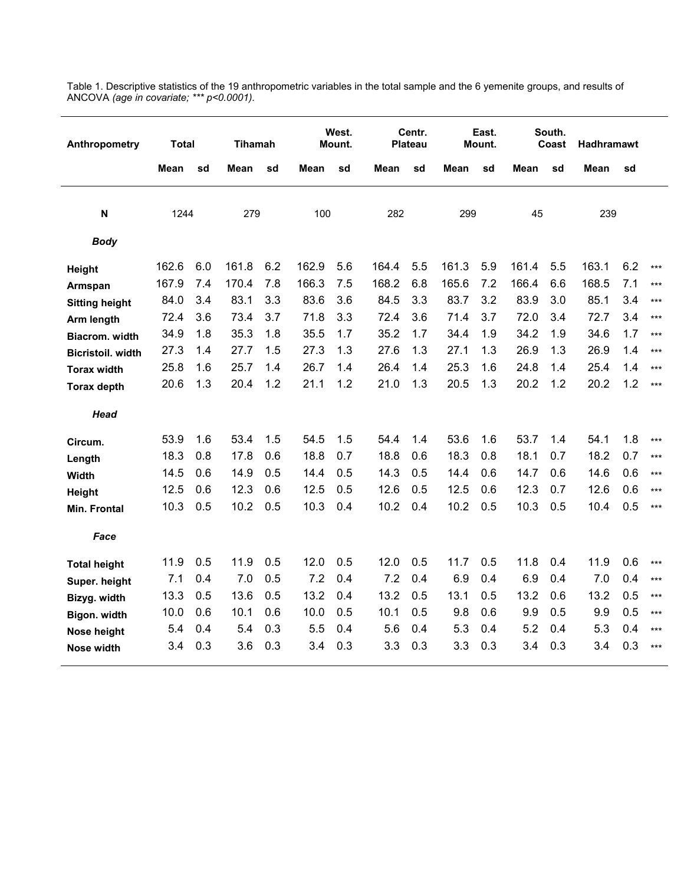Table 1. Descriptive statistics of the 19 anthropometric variables in the total sample and the 6 yemenite groups, and results of ANCOVA *(age in covariate; *** p<0.0001).*

| Anthropometry | Total | | Tihamah | | West. Mount. | | Centr. Plateau | | East. Mount. | | South. Coast | | Hadhramawt | | |
|---|---|---|---|---|---|---|---|---|---|---|---|---|---|---|---|
| | **Mean** | **sd** | **Mean** | **sd** | **Mean** | **sd** | **Mean** | **sd** | **Mean** | **sd** | **Mean** | **sd** | **Mean** | **sd** | |
| **N** | 1244 | | 279 | | 100 | | 282 | | 299 | | 45 | | 239 | | |
| ***Body*** | | | | | | | | | | | | | | | |
| **Height** | 162.6 | 6.0 | 161.8 | 6.2 | 162.9 | 5.6 | 164.4 | 5.5 | 161.3 | 5.9 | 161.4 | 5.5 | 163.1 | 6.2 | *** |
| **Armspan** | 167.9 | 7.4 | 170.4 | 7.8 | 166.3 | 7.5 | 168.2 | 6.8 | 165.6 | 7.2 | 166.4 | 6.6 | 168.5 | 7.1 | *** |
| **Sitting height** | 84.0 | 3.4 | 83.1 | 3.3 | 83.6 | 3.6 | 84.5 | 3.3 | 83.7 | 3.2 | 83.9 | 3.0 | 85.1 | 3.4 | *** |
| **Arm length** | 72.4 | 3.6 | 73.4 | 3.7 | 71.8 | 3.3 | 72.4 | 3.6 | 71.4 | 3.7 | 72.0 | 3.4 | 72.7 | 3.4 | *** |
| **Biacrom. width** | 34.9 | 1.8 | 35.3 | 1.8 | 35.5 | 1.7 | 35.2 | 1.7 | 34.4 | 1.9 | 34.2 | 1.9 | 34.6 | 1.7 | *** |
| **Bicristoil. width** | 27.3 | 1.4 | 27.7 | 1.5 | 27.3 | 1.3 | 27.6 | 1.3 | 27.1 | 1.3 | 26.9 | 1.3 | 26.9 | 1.4 | *** |
| **Torax width** | 25.8 | 1.6 | 25.7 | 1.4 | 26.7 | 1.4 | 26.4 | 1.4 | 25.3 | 1.6 | 24.8 | 1.4 | 25.4 | 1.4 | *** |
| **Torax depth** | 20.6 | 1.3 | 20.4 | 1.2 | 21.1 | 1.2 | 21.0 | 1.3 | 20.5 | 1.3 | 20.2 | 1.2 | 20.2 | 1.2 | *** |
| ***Head*** | | | | | | | | | | | | | | | |
| **Circum.** | 53.9 | 1.6 | 53.4 | 1.5 | 54.5 | 1.5 | 54.4 | 1.4 | 53.6 | 1.6 | 53.7 | 1.4 | 54.1 | 1.8 | *** |
| **Length** | 18.3 | 0.8 | 17.8 | 0.6 | 18.8 | 0.7 | 18.8 | 0.6 | 18.3 | 0.8 | 18.1 | 0.7 | 18.2 | 0.7 | *** |
| **Width** | 14.5 | 0.6 | 14.9 | 0.5 | 14.4 | 0.5 | 14.3 | 0.5 | 14.4 | 0.6 | 14.7 | 0.6 | 14.6 | 0.6 | *** |
| **Height** | 12.5 | 0.6 | 12.3 | 0.6 | 12.5 | 0.5 | 12.6 | 0.5 | 12.5 | 0.6 | 12.3 | 0.7 | 12.6 | 0.6 | *** |
| **Min. Frontal** | 10.3 | 0.5 | 10.2 | 0.5 | 10.3 | 0.4 | 10.2 | 0.4 | 10.2 | 0.5 | 10.3 | 0.5 | 10.4 | 0.5 | *** |
| ***Face*** | | | | | | | | | | | | | | | |
| **Total height** | 11.9 | 0.5 | 11.9 | 0.5 | 12.0 | 0.5 | 12.0 | 0.5 | 11.7 | 0.5 | 11.8 | 0.4 | 11.9 | 0.6 | *** |
| **Super. height** | 7.1 | 0.4 | 7.0 | 0.5 | 7.2 | 0.4 | 7.2 | 0.4 | 6.9 | 0.4 | 6.9 | 0.4 | 7.0 | 0.4 | *** |
| **Bizyg. width** | 13.3 | 0.5 | 13.6 | 0.5 | 13.2 | 0.4 | 13.2 | 0.5 | 13.1 | 0.5 | 13.2 | 0.6 | 13.2 | 0.5 | *** |
| **Bigon. width** | 10.0 | 0.6 | 10.1 | 0.6 | 10.0 | 0.5 | 10.1 | 0.5 | 9.8 | 0.6 | 9.9 | 0.5 | 9.9 | 0.5 | *** |
| **Nose height** | 5.4 | 0.4 | 5.4 | 0.3 | 5.5 | 0.4 | 5.6 | 0.4 | 5.3 | 0.4 | 5.2 | 0.4 | 5.3 | 0.4 | *** |
| **Nose width** | 3.4 | 0.3 | 3.6 | 0.3 | 3.4 | 0.3 | 3.3 | 0.3 | 3.3 | 0.3 | 3.4 | 0.3 | 3.4 | 0.3 | *** |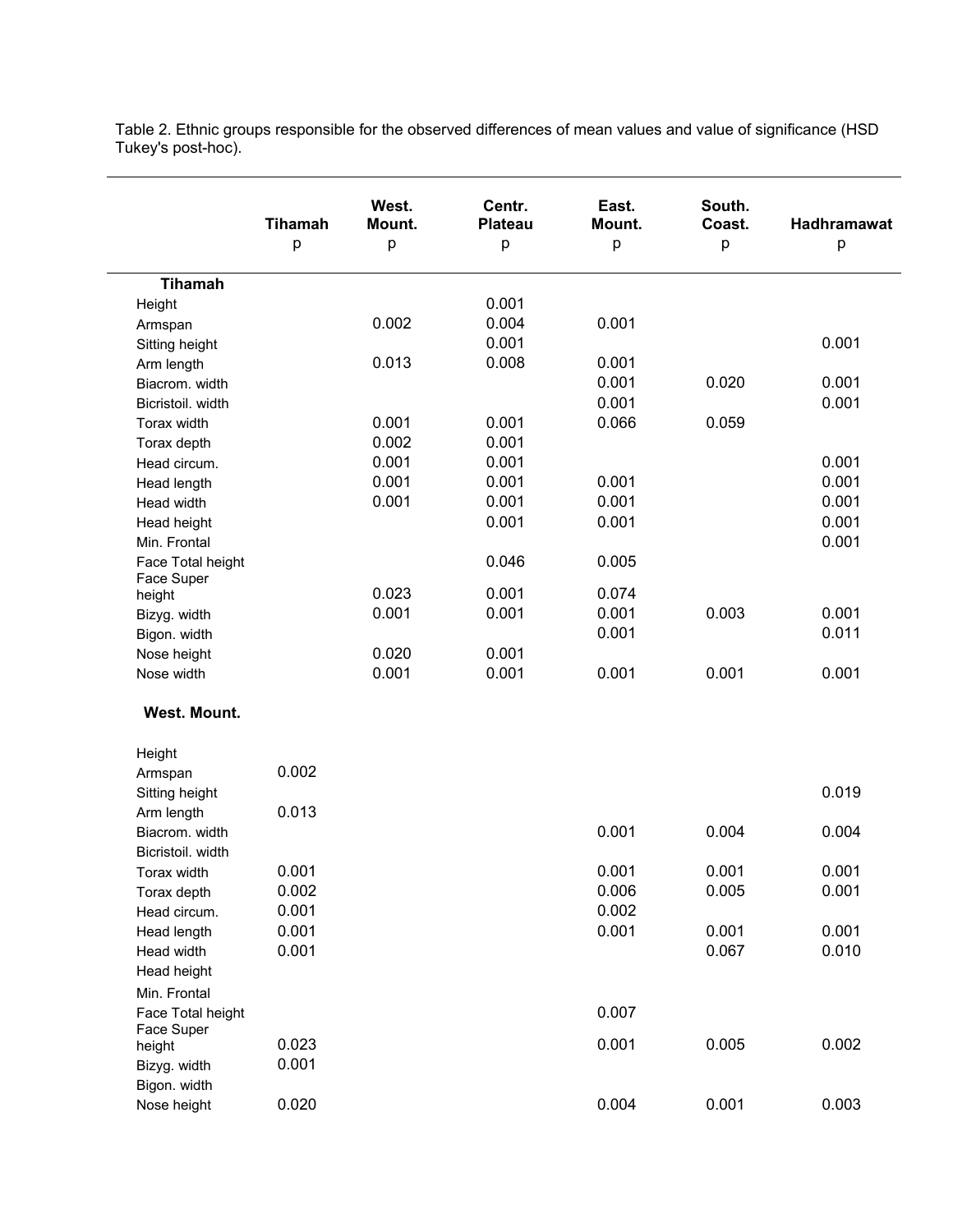Table 2. Ethnic groups responsible for the observed differences of mean values and value of significance (HSD Tukey's post-hoc).

| | Tihamah<br>p | West. Mount.<br>p | Centr. Plateau<br>p | East. Mount.<br>p | South. Coast.<br>p | Hadhramawat<br>p |
|---|---|---|---|---|---|---|
| **Tihamah** | | | | | | |
| Height | | | 0.001 | | | |
| Armspan | | 0.002 | 0.004 | 0.001 | | |
| Sitting height | | | 0.001 | | | 0.001 |
| Arm length | | 0.013 | 0.008 | 0.001 | | |
| Biacrom. width | | | | 0.001 | 0.020 | 0.001 |
| Bicristoil. width | | | | 0.001 | | 0.001 |
| Torax width | | 0.001 | 0.001 | 0.066 | 0.059 | |
| Torax depth | | 0.002 | 0.001 | | | |
| Head circum. | | 0.001 | 0.001 | | | 0.001 |
| Head length | | 0.001 | 0.001 | 0.001 | | 0.001 |
| Head width | | 0.001 | 0.001 | 0.001 | | 0.001 |
| Head height | | | 0.001 | 0.001 | | 0.001 |
| Min. Frontal | | | | | | 0.001 |
| Face Total height | | | 0.046 | 0.005 | | |
| Face Super height | | 0.023 | 0.001 | 0.074 | | |
| Bizyg. width | | 0.001 | 0.001 | 0.001 | 0.003 | 0.001 |
| Bigon. width | | | | 0.001 | | 0.011 |
| Nose height | | 0.020 | 0.001 | | | |
| Nose width | | 0.001 | 0.001 | 0.001 | 0.001 | 0.001 |
| **West. Mount.** | | | | | | |
| Height | | | | | | |
| Armspan | 0.002 | | | | | |
| Sitting height | | | | | | 0.019 |
| Arm length | 0.013 | | | | | |
| Biacrom. width | | | | 0.001 | 0.004 | 0.004 |
| Bicristoil. width | | | | | | |
| Torax width | 0.001 | | | 0.001 | 0.001 | 0.001 |
| Torax depth | 0.002 | | | 0.006 | 0.005 | 0.001 |
| Head circum. | 0.001 | | | 0.002 | | |
| Head length | 0.001 | | | 0.001 | 0.001 | 0.001 |
| Head width | 0.001 | | | | 0.067 | 0.010 |
| Head height | | | | | | |
| Min. Frontal | | | | | | |
| Face Total height | | | | 0.007 | | |
| Face Super height | 0.023 | | | 0.001 | 0.005 | 0.002 |
| Bizyg. width | 0.001 | | | | | |
| Bigon. width | | | | | | |
| Nose height | 0.020 | | | 0.004 | 0.001 | 0.003 |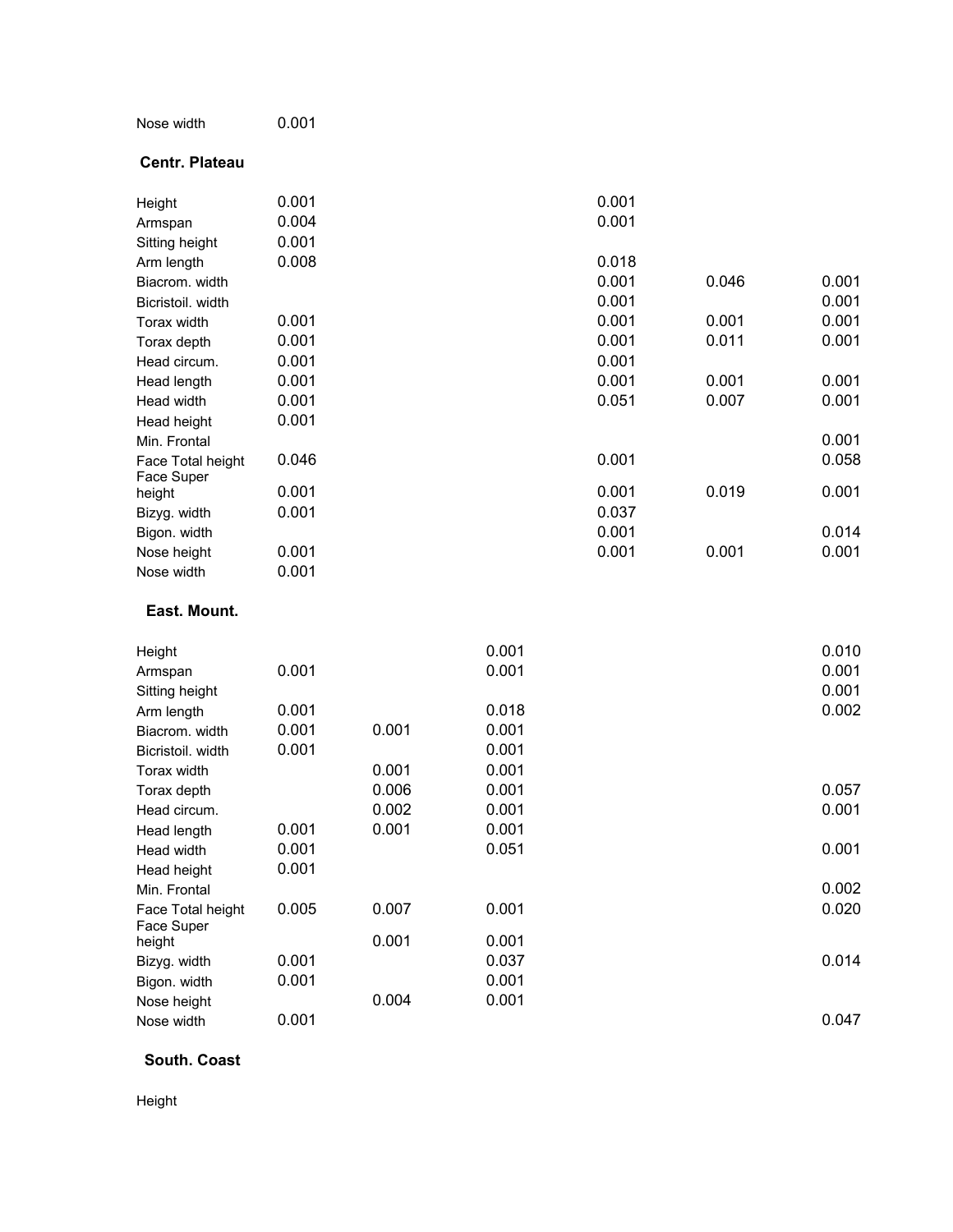| | | | | | | |
|---|---|---|---|---|---|---|
| Nose width | 0.001 | | | | | |

**Centr. Plateau**

| | | | | | | |
|---|---|---|---|---|---|---|
| Height | 0.001 | | | 0.001 | | |
| Armspan | 0.004 | | | 0.001 | | |
| Sitting height | 0.001 | | | | | |
| Arm length | 0.008 | | | 0.018 | | |
| Biacrom. width | | | | 0.001 | 0.046 | 0.001 |
| Bicristoil. width | | | | 0.001 | | 0.001 |
| Torax width | 0.001 | | | 0.001 | 0.001 | 0.001 |
| Torax depth | 0.001 | | | 0.001 | 0.011 | 0.001 |
| Head circum. | 0.001 | | | 0.001 | | |
| Head length | 0.001 | | | 0.001 | 0.001 | 0.001 |
| Head width | 0.001 | | | 0.051 | 0.007 | 0.001 |
| Head height | 0.001 | | | | | |
| Min. Frontal | | | | | | 0.001 |
| Face Total height | 0.046 | | | 0.001 | | 0.058 |
| Face Super height | 0.001 | | | 0.001 | 0.019 | 0.001 |
| Bizyg. width | 0.001 | | | 0.037 | | |
| Bigon. width | | | | 0.001 | | 0.014 |
| Nose height | 0.001 | | | 0.001 | 0.001 | 0.001 |
| Nose width | 0.001 | | | | | |

**East. Mount.**

| | | | | | | |
|---|---|---|---|---|---|---|
| Height | | | 0.001 | | | 0.010 |
| Armspan | 0.001 | | 0.001 | | | 0.001 |
| Sitting height | | | | | | 0.001 |
| Arm length | 0.001 | | 0.018 | | | 0.002 |
| Biacrom. width | 0.001 | 0.001 | 0.001 | | | |
| Bicristoil. width | 0.001 | | 0.001 | | | |
| Torax width | | 0.001 | 0.001 | | | |
| Torax depth | | 0.006 | 0.001 | | | 0.057 |
| Head circum. | | 0.002 | 0.001 | | | 0.001 |
| Head length | 0.001 | 0.001 | 0.001 | | | |
| Head width | 0.001 | | 0.051 | | | 0.001 |
| Head height | 0.001 | | | | | |
| Min. Frontal | | | | | | 0.002 |
| Face Total height | 0.005 | 0.007 | 0.001 | | | 0.020 |
| Face Super height | | 0.001 | 0.001 | | | |
| Bizyg. width | 0.001 | | 0.037 | | | 0.014 |
| Bigon. width | 0.001 | | 0.001 | | | |
| Nose height | | 0.004 | 0.001 | | | |
| Nose width | 0.001 | | | | | 0.047 |

**South. Coast**

| | | | | | | |
|---|---|---|---|---|---|---|
| Height | | | | | | |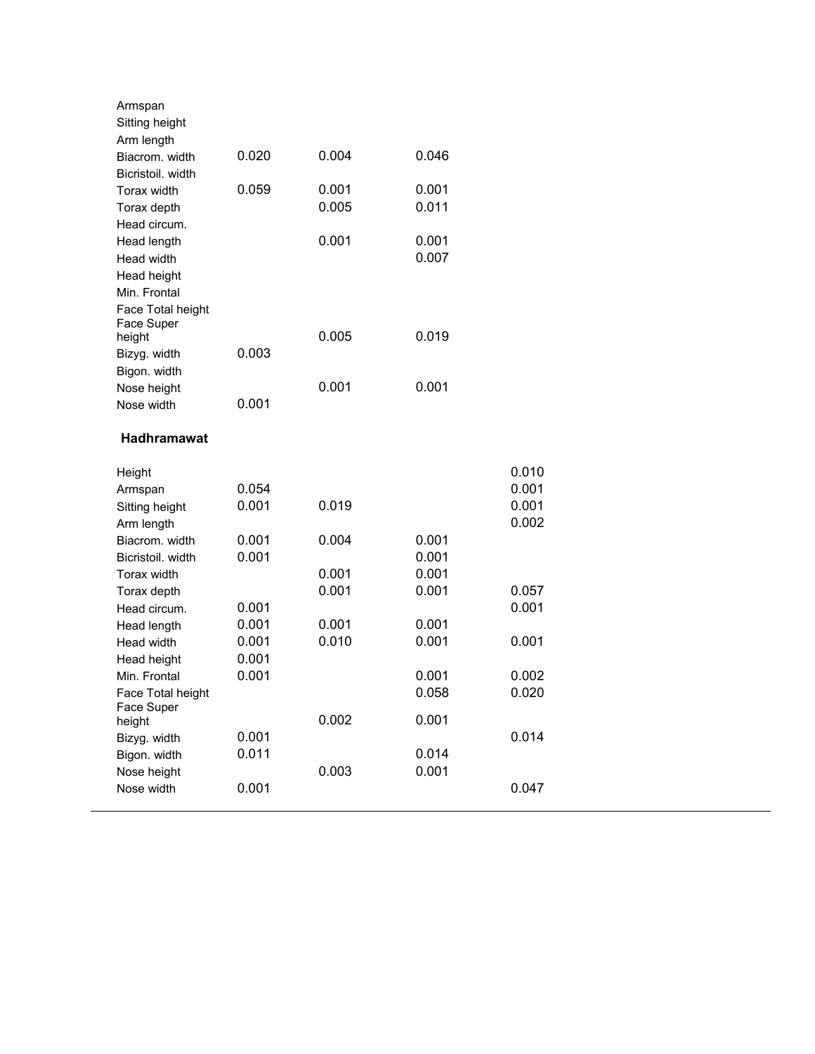| | | | | |
|---|---|---|---|---|
| Armspan | | | | |
| Sitting height | | | | |
| Arm length | | | | |
| Biacrom. width | 0.020 | 0.004 | 0.046 | |
| Bicristoil. width | | | | |
| Torax width | 0.059 | 0.001 | 0.001 | |
| Torax depth | | 0.005 | 0.011 | |
| Head circum. | | | | |
| Head length | | 0.001 | 0.001 | |
| Head width | | | 0.007 | |
| Head height | | | | |
| Min. Frontal | | | | |
| Face Total height | | | | |
| Face Super height | | 0.005 | 0.019 | |
| Bizyg. width | 0.003 | | | |
| Bigon. width | | | | |
| Nose height | | 0.001 | 0.001 | |
| Nose width | 0.001 | | | |

**Hadhramawat**

| | | | | |
|---|---|---|---|---|
| Height | | | | 0.010 |
| Armspan | 0.054 | | | 0.001 |
| Sitting height | 0.001 | 0.019 | | 0.001 |
| Arm length | | | | 0.002 |
| Biacrom. width | 0.001 | 0.004 | 0.001 | |
| Bicristoil. width | 0.001 | | 0.001 | |
| Torax width | | 0.001 | 0.001 | |
| Torax depth | | 0.001 | 0.001 | 0.057 |
| Head circum. | 0.001 | | | 0.001 |
| Head length | 0.001 | 0.001 | 0.001 | |
| Head width | 0.001 | 0.010 | 0.001 | 0.001 |
| Head height | 0.001 | | | |
| Min. Frontal | 0.001 | | 0.001 | 0.002 |
| Face Total height | | | 0.058 | 0.020 |
| Face Super height | | 0.002 | 0.001 | |
| Bizyg. width | 0.001 | | | 0.014 |
| Bigon. width | 0.011 | | 0.014 | |
| Nose height | | 0.003 | 0.001 | |
| Nose width | 0.001 | | | 0.047 |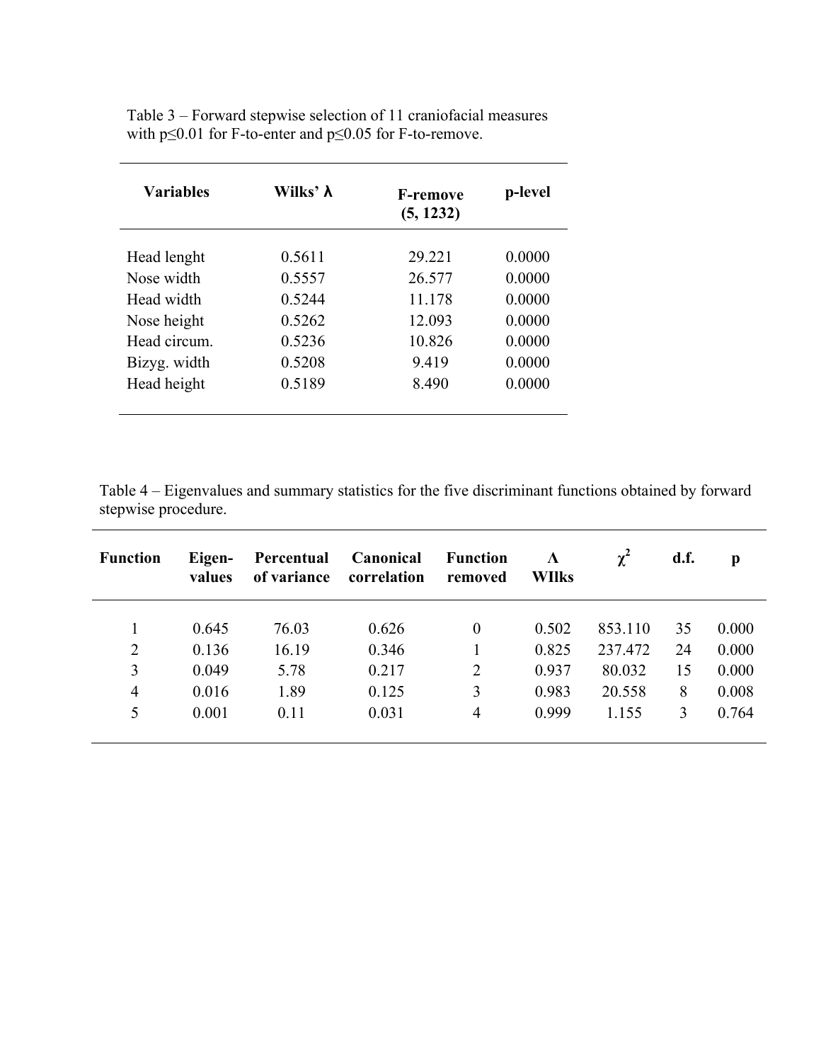Table 3 – Forward stepwise selection of 11 craniofacial measures with p≤0.01 for F-to-enter and p≤0.05 for F-to-remove.

| Variables | Wilks' λ | F-remove (5, 1232) | p-level |
|---|---|---|---|
| Head lenght | 0.5611 | 29.221 | 0.0000 |
| Nose width | 0.5557 | 26.577 | 0.0000 |
| Head width | 0.5244 | 11.178 | 0.0000 |
| Nose height | 0.5262 | 12.093 | 0.0000 |
| Head circum. | 0.5236 | 10.826 | 0.0000 |
| Bizyg. width | 0.5208 | 9.419 | 0.0000 |
| Head height | 0.5189 | 8.490 | 0.0000 |

Table 4 – Eigenvalues and summary statistics for the five discriminant functions obtained by forward stepwise procedure.

| Function | Eigen-values | Percentual of variance | Canonical correlation | Function removed | Λ WIlks | $\chi^2$ | d.f. | p |
|---|---|---|---|---|---|---|---|---|
| 1 | 0.645 | 76.03 | 0.626 | 0 | 0.502 | 853.110 | 35 | 0.000 |
| 2 | 0.136 | 16.19 | 0.346 | 1 | 0.825 | 237.472 | 24 | 0.000 |
| 3 | 0.049 | 5.78 | 0.217 | 2 | 0.937 | 80.032 | 15 | 0.000 |
| 4 | 0.016 | 1.89 | 0.125 | 3 | 0.983 | 20.558 | 8 | 0.008 |
| 5 | 0.001 | 0.11 | 0.031 | 4 | 0.999 | 1.155 | 3 | 0.764 |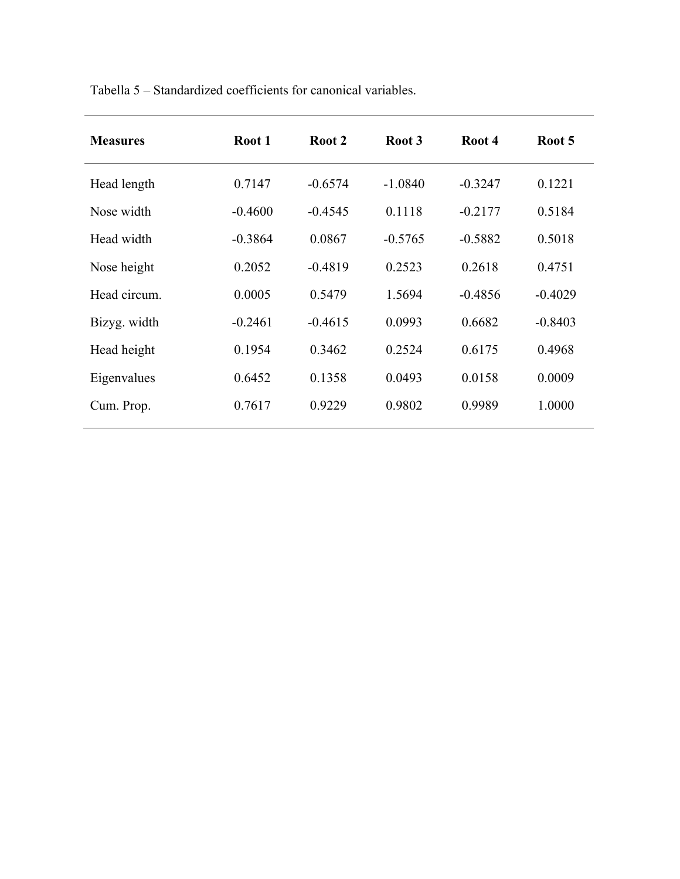Tabella 5 – Standardized coefficients for canonical variables.

| **Measures** | **Root 1** | **Root 2** | **Root 3** | **Root 4** | **Root 5** |
|---|---|---|---|---|---|
| Head length | 0.7147 | -0.6574 | -1.0840 | -0.3247 | 0.1221 |
| Nose width | -0.4600 | -0.4545 | 0.1118 | -0.2177 | 0.5184 |
| Head width | -0.3864 | 0.0867 | -0.5765 | -0.5882 | 0.5018 |
| Nose height | 0.2052 | -0.4819 | 0.2523 | 0.2618 | 0.4751 |
| Head circum. | 0.0005 | 0.5479 | 1.5694 | -0.4856 | -0.4029 |
| Bizyg. width | -0.2461 | -0.4615 | 0.0993 | 0.6682 | -0.8403 |
| Head height | 0.1954 | 0.3462 | 0.2524 | 0.6175 | 0.4968 |
| Eigenvalues | 0.6452 | 0.1358 | 0.0493 | 0.0158 | 0.0009 |
| Cum. Prop. | 0.7617 | 0.9229 | 0.9802 | 0.9989 | 1.0000 |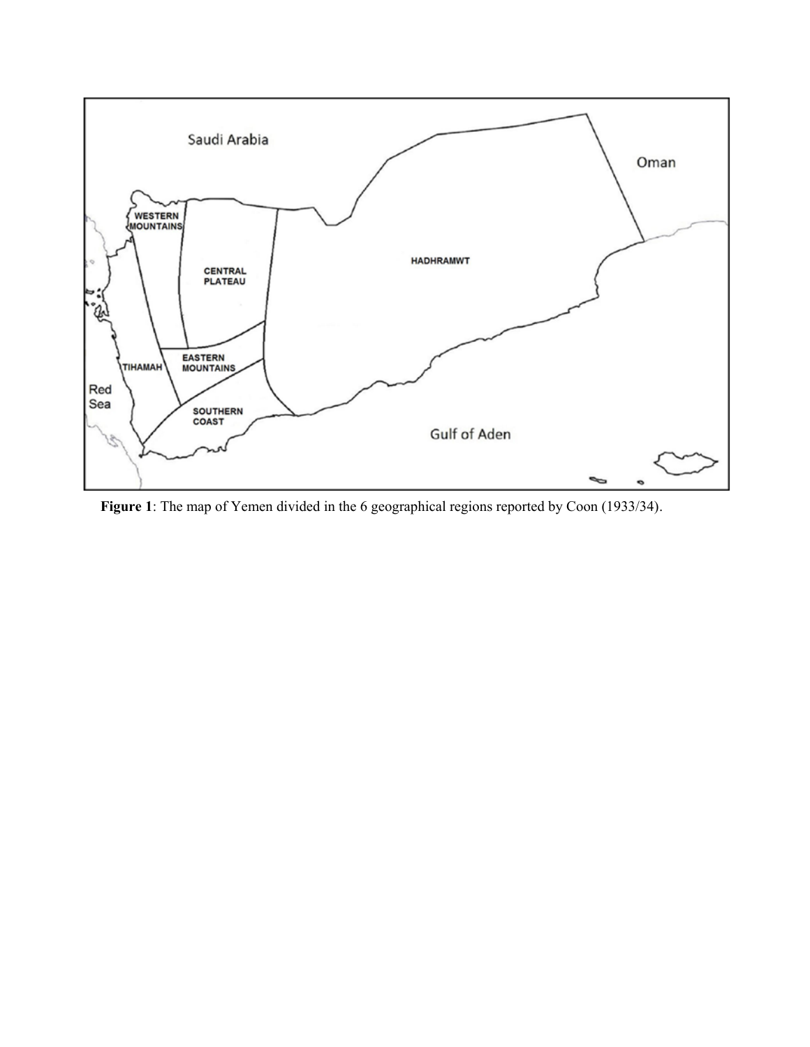**Figure 1**: The map of Yemen divided in the 6 geographical regions reported by Coon (1933/34).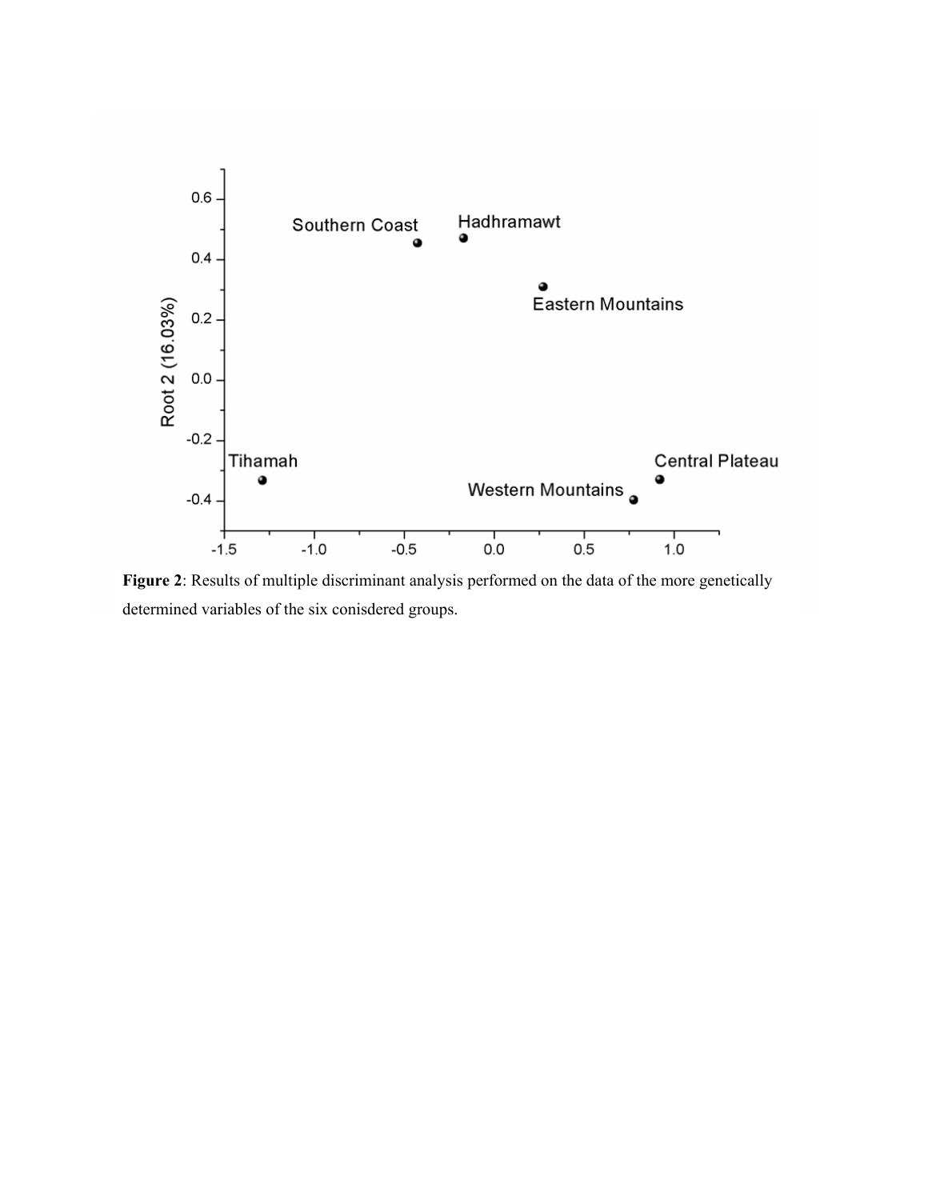0.6
0.4
0.2
0.0
-0.2
-0.4

Root 2 (16.03%)

-1.5 -1.0 -0.5 0.0 0.5 1.0

Southern Coast

Hadhramawt

Eastern Mountains

Tihamah

Central Plateau

Western Mountains

**Figure 2**: Results of multiple discriminant analysis performed on the data of the more genetically determined variables of the six conisdered groups.